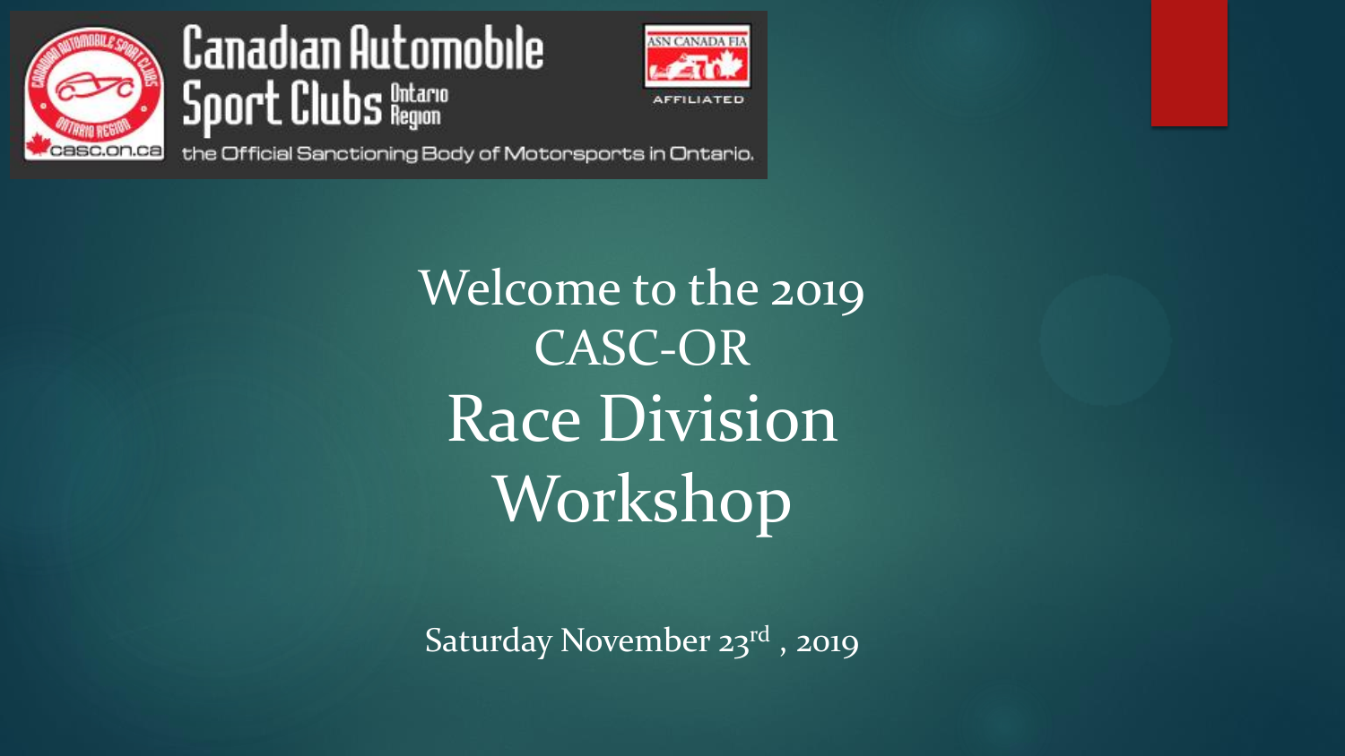Canadian Automobile Sport Clubs Ontario Region

the Official Sanctioning Body of Motorsports in Ontario.

# Welcome to the 2019 CASC-OR Race Division Workshop

Saturday November 23rd , 2019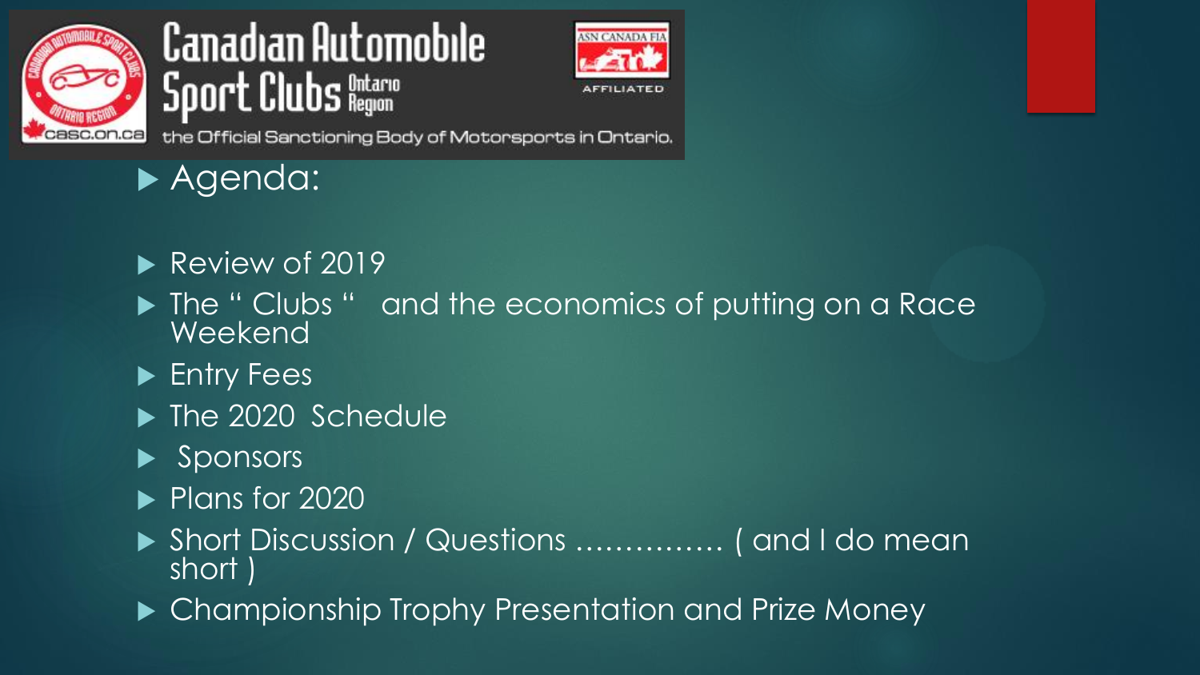Canadian Automobile Sport Clubs Ontario Region

casc.on.ca

ASN CANADA FIA AFFILIATED

the Official Sanctioning Body of Motorsports in Ontario.

# Agenda:

- Review of 2019
- The " Clubs " and the economics of putting on a Race Weekend
- Entry Fees
- The 2020 Schedule
- Sponsors
- Plans for 2020
- Short Discussion / Questions …………… ( and I do mean short )
- Championship Trophy Presentation and Prize Money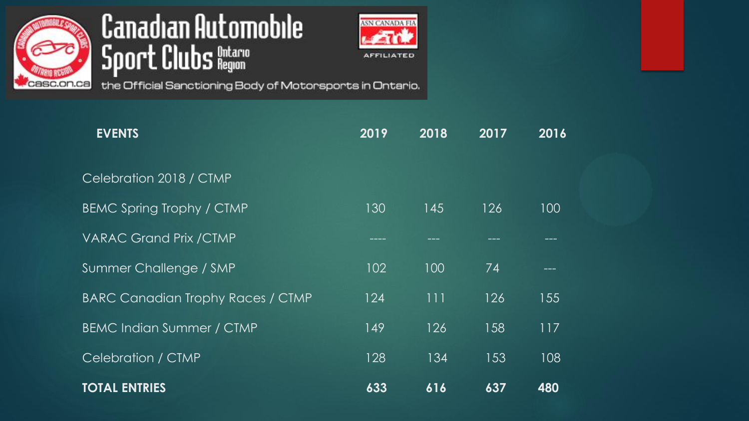Canadian Automobile Sport Clubs Ontario Region

casc.on.ca

ASN CANADA FIA AFFILIATED

the Official Sanctioning Body of Motorsports in Ontario.

| EVENTS | 2019 | 2018 | 2017 | 2016 |
|---|---|---|---|---|
| Celebration 2018 / CTMP | | | | |
| BEMC Spring Trophy / CTMP | 130 | 145 | 126 | 100 |
| VARAC Grand Prix /CTMP | ---- | --- | --- | --- |
| Summer Challenge / SMP | 102 | 100 | 74 | --- |
| BARC Canadian Trophy Races / CTMP | 124 | 111 | 126 | 155 |
| BEMC Indian Summer / CTMP | 149 | 126 | 158 | 117 |
| Celebration / CTMP | 128 | 134 | 153 | 108 |
| **TOTAL ENTRIES** | **633** | **616** | **637** | **480** |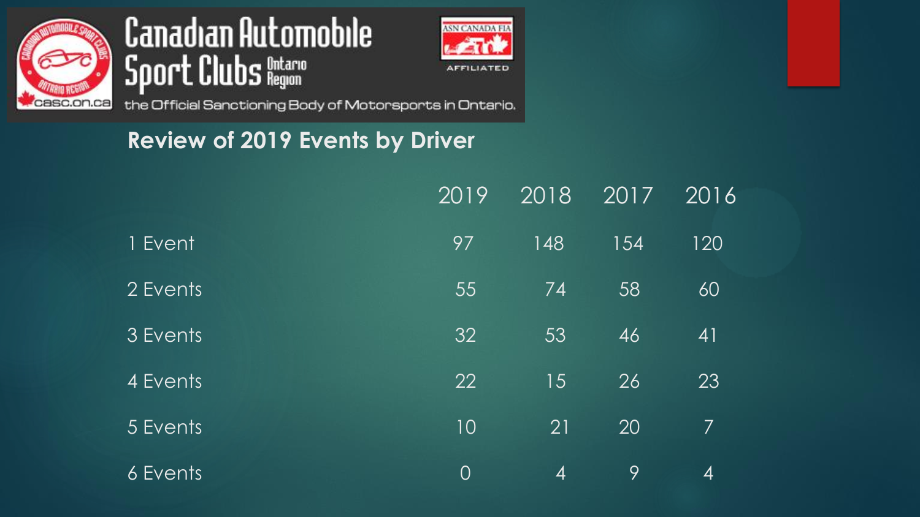Canadian Automobile Sport Clubs Ontario Region

the Official Sanctioning Body of Motorsports in Ontario.

## Review of 2019 Events by Driver

| | 2019 | 2018 | 2017 | 2016 |
|---|---|---|---|---|
| 1 Event | 97 | 148 | 154 | 120 |
| 2 Events | 55 | 74 | 58 | 60 |
| 3 Events | 32 | 53 | 46 | 41 |
| 4 Events | 22 | 15 | 26 | 23 |
| 5 Events | 10 | 21 | 20 | 7 |
| 6 Events | 0 | 4 | 9 | 4 |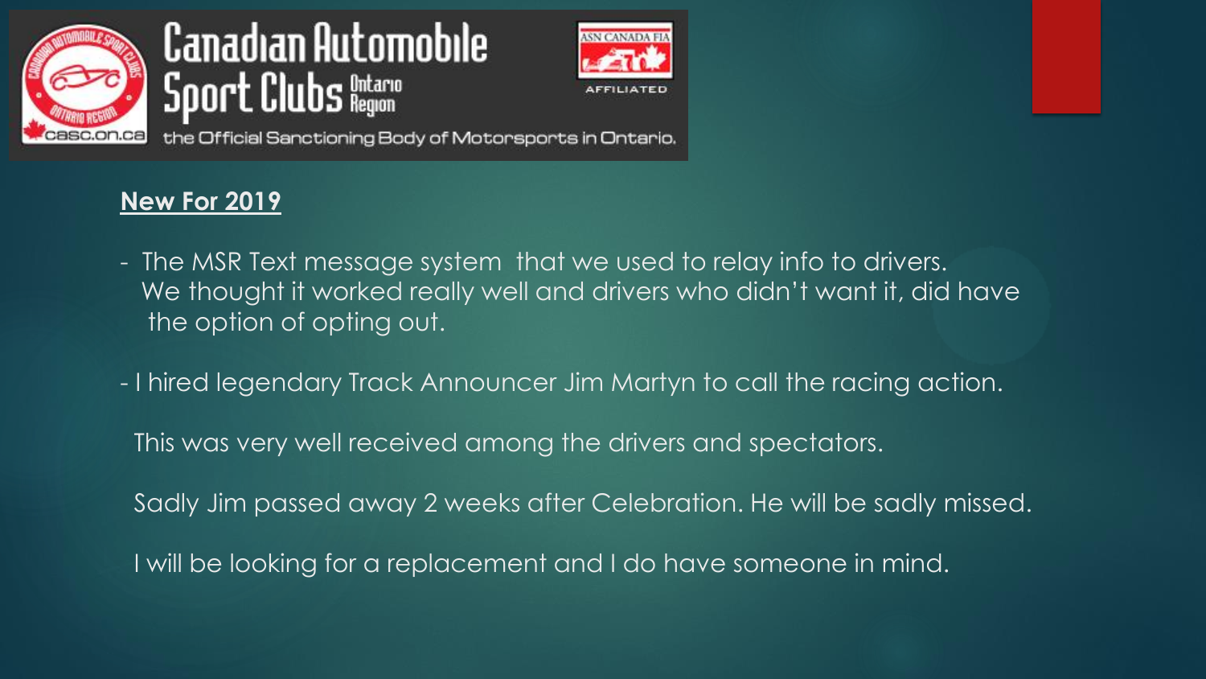Canadian Automobile Sport Clubs Ontario Region

casc.on.ca

ASN CANADA FIA AFFILIATED

the Official Sanctioning Body of Motorsports in Ontario.

**New For 2019**

- The MSR Text message system that we used to relay info to drivers. We thought it worked really well and drivers who didn't want it, did have the option of opting out.

- I hired legendary Track Announcer Jim Martyn to call the racing action.

  This was very well received among the drivers and spectators.

  Sadly Jim passed away 2 weeks after Celebration. He will be sadly missed.

  I will be looking for a replacement and I do have someone in mind.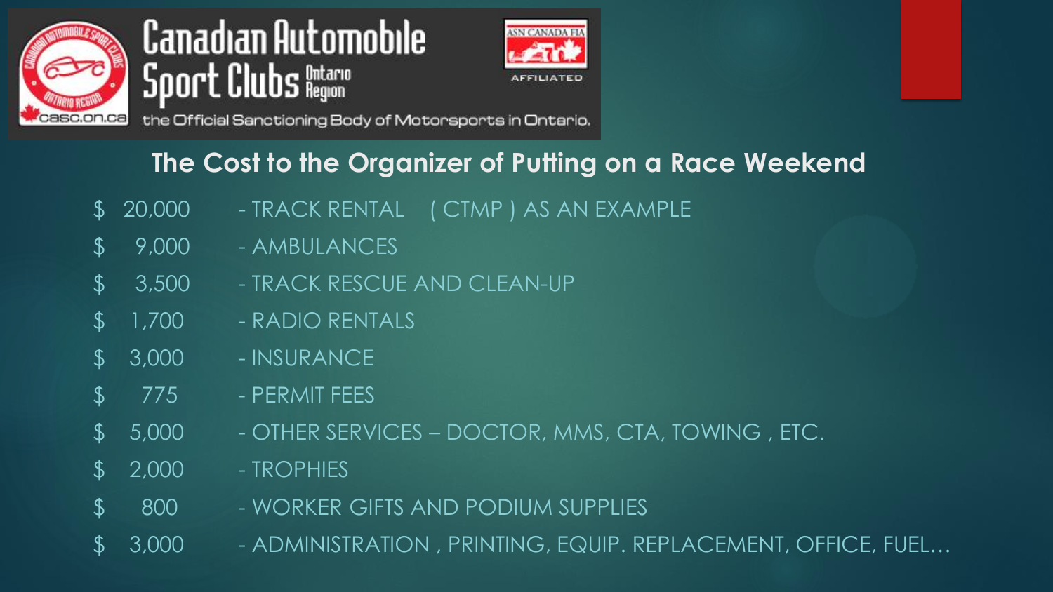Canadian Automobile Sport Clubs Ontario Region

casc.on.ca

ASN CANADA FIA AFFILIATED

the Official Sanctioning Body of Motorsports in Ontario.

## The Cost to the Organizer of Putting on a Race Weekend

- $ 20,000 - TRACK RENTAL ( CTMP ) AS AN EXAMPLE
- $ 9,000 - AMBULANCES
- $ 3,500 - TRACK RESCUE AND CLEAN-UP
- $ 1,700 - RADIO RENTALS
- $ 3,000 - INSURANCE
- $ 775 - PERMIT FEES
- $ 5,000 - OTHER SERVICES – DOCTOR, MMS, CTA, TOWING , ETC.
- $ 2,000 - TROPHIES
- $ 800 - WORKER GIFTS AND PODIUM SUPPLIES
- $ 3,000 - ADMINISTRATION , PRINTING, EQUIP. REPLACEMENT, OFFICE, FUEL…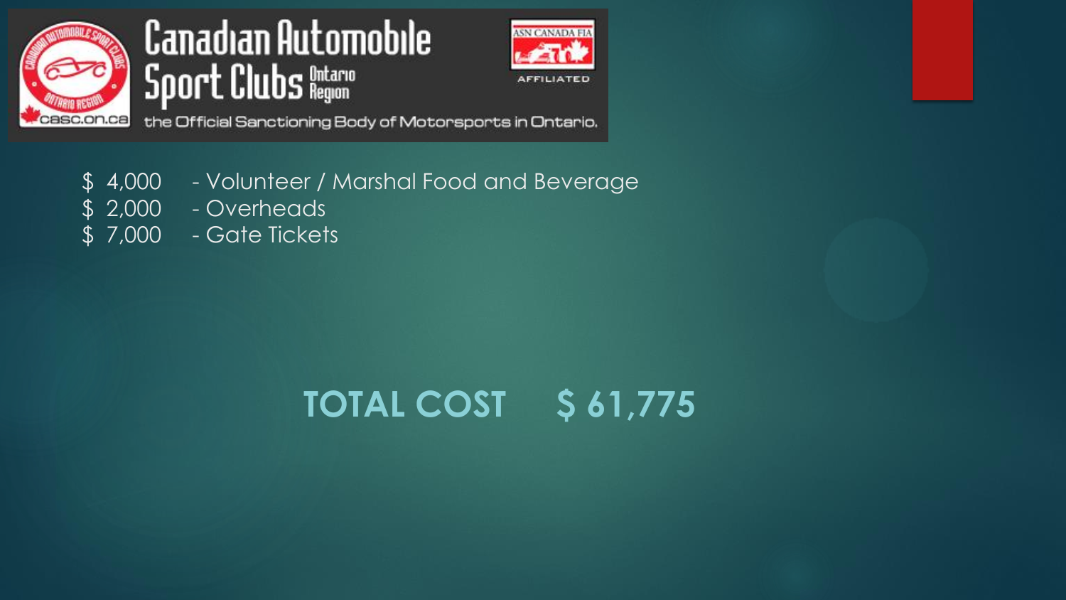Canadian Automobile Sport Clubs Ontario Region

ASN CANADA FIA AFFILIATED

casc.on.ca the Official Sanctioning Body of Motorsports in Ontario.

$ 4,000 - Volunteer / Marshal Food and Beverage
$ 2,000 - Overheads
$ 7,000 - Gate Tickets

**TOTAL COST $ 61,775**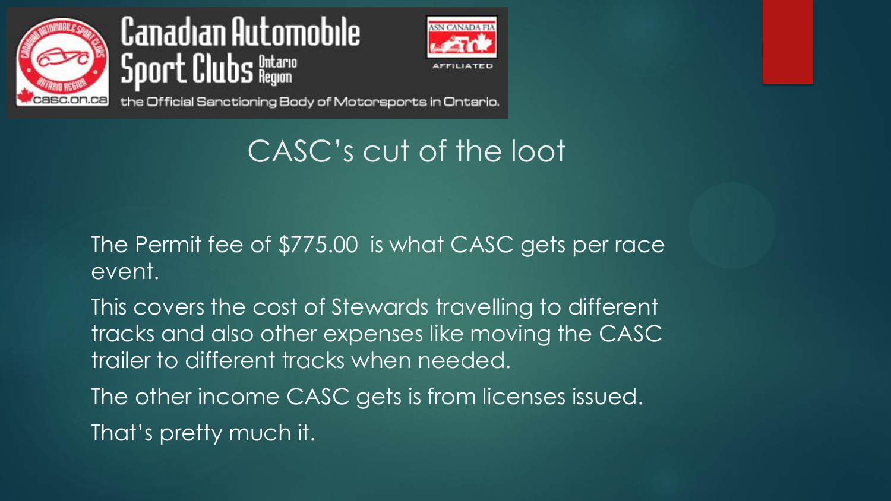Canadian Automobile Sport Clubs Ontario Region

the Official Sanctioning Body of Motorsports in Ontario.

## CASC's cut of the loot

The Permit fee of $775.00 is what CASC gets per race event.

This covers the cost of Stewards travelling to different tracks and also other expenses like moving the CASC trailer to different tracks when needed.

The other income CASC gets is from licenses issued.

That's pretty much it.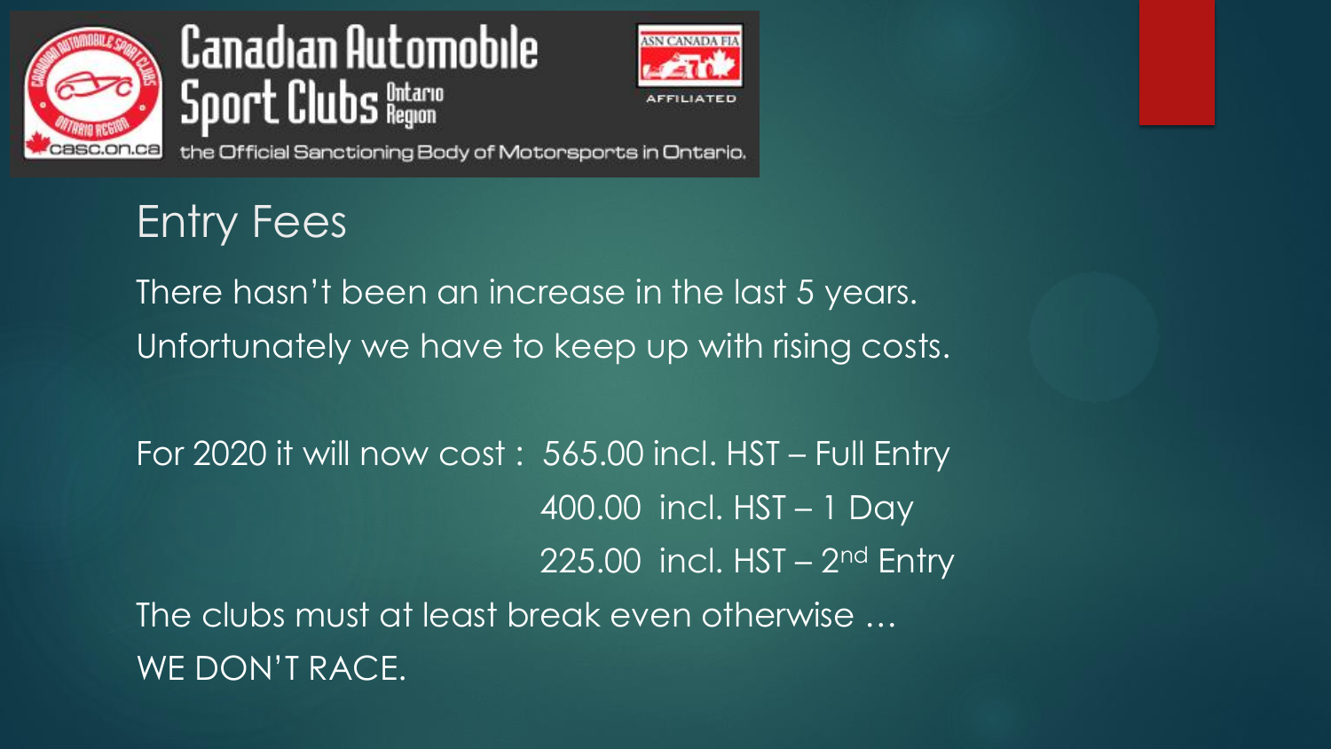Canadian Automobile Sport Clubs Ontario Region

the Official Sanctioning Body of Motorsports in Ontario.

## Entry Fees

There hasn't been an increase in the last 5 years.
Unfortunately we have to keep up with rising costs.

For 2020 it will now cost : 565.00 incl. HST – Full Entry
400.00 incl. HST – 1 Day
225.00 incl. HST – 2nd Entry

The clubs must at least break even otherwise …
WE DON'T RACE.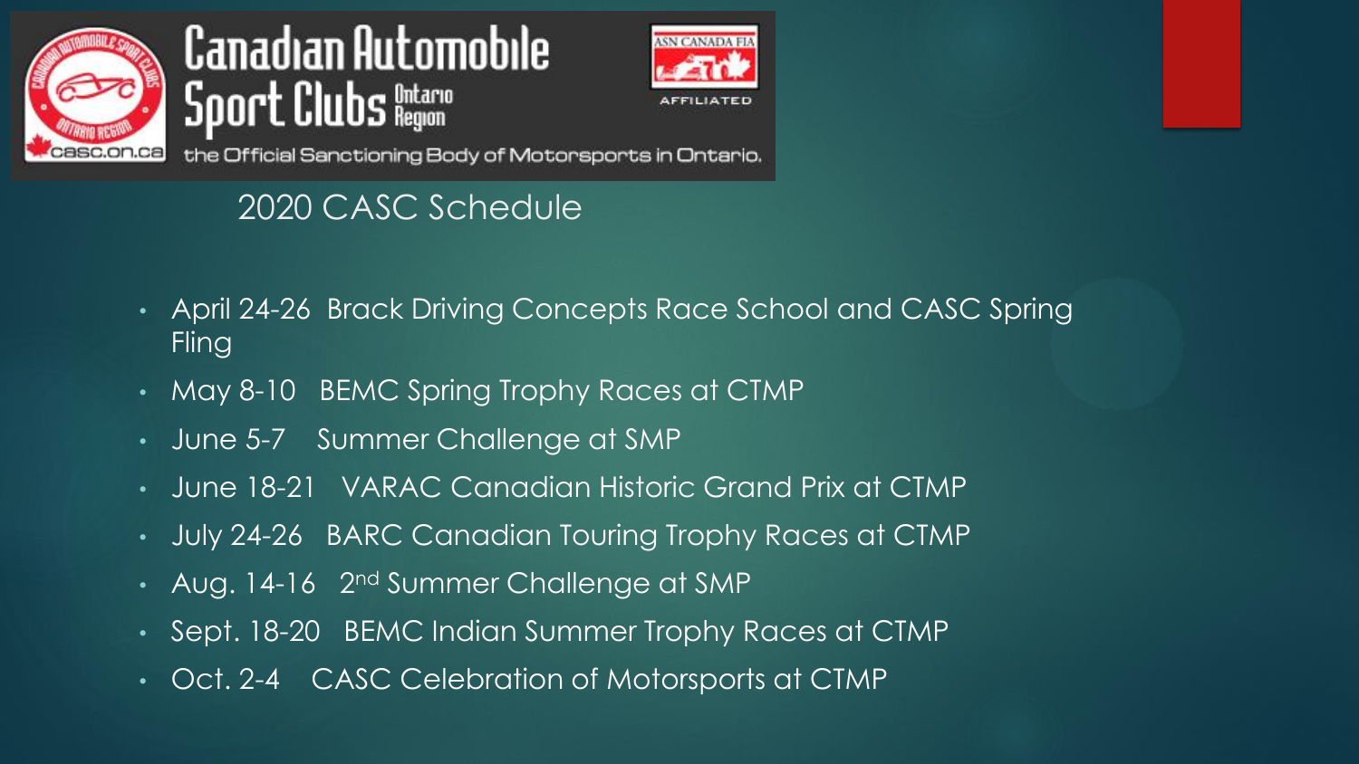Canadian Automobile Sport Clubs Ontario Region

the Official Sanctioning Body of Motorsports in Ontario.

# 2020 CASC Schedule

- April 24-26 Brack Driving Concepts Race School and CASC Spring Fling
- May 8-10 BEMC Spring Trophy Races at CTMP
- June 5-7 Summer Challenge at SMP
- June 18-21 VARAC Canadian Historic Grand Prix at CTMP
- July 24-26 BARC Canadian Touring Trophy Races at CTMP
- Aug. 14-16 2nd Summer Challenge at SMP
- Sept. 18-20 BEMC Indian Summer Trophy Races at CTMP
- Oct. 2-4 CASC Celebration of Motorsports at CTMP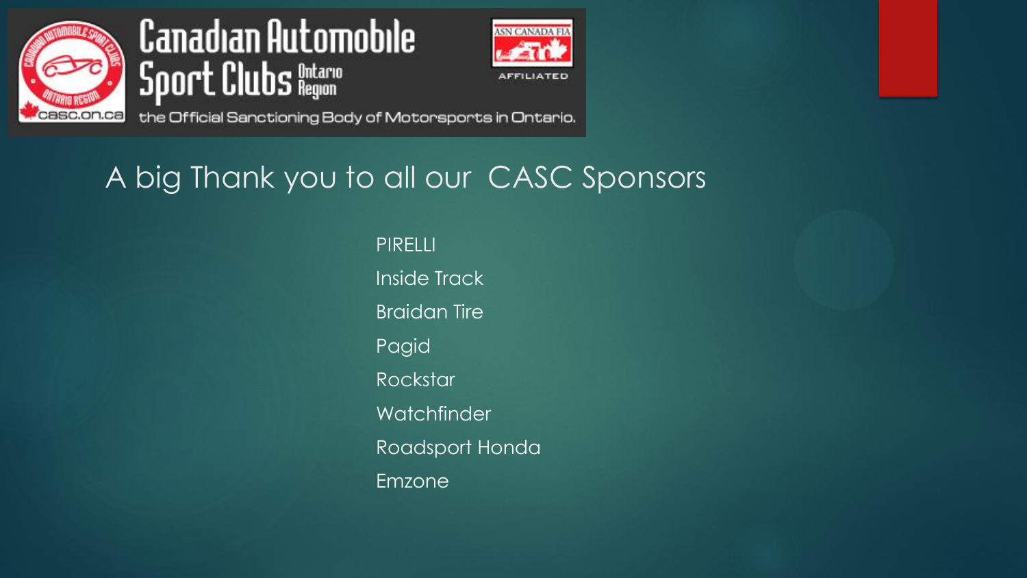Canadian Automobile Sport Clubs Ontario Region

the Official Sanctioning Body of Motorsports in Ontario.

ASN CANADA FIA AFFILIATED

casc.on.ca

## A big Thank you to all our CASC Sponsors

PIRELLI

Inside Track

Braidan Tire

Pagid

Rockstar

Watchfinder

Roadsport Honda

Emzone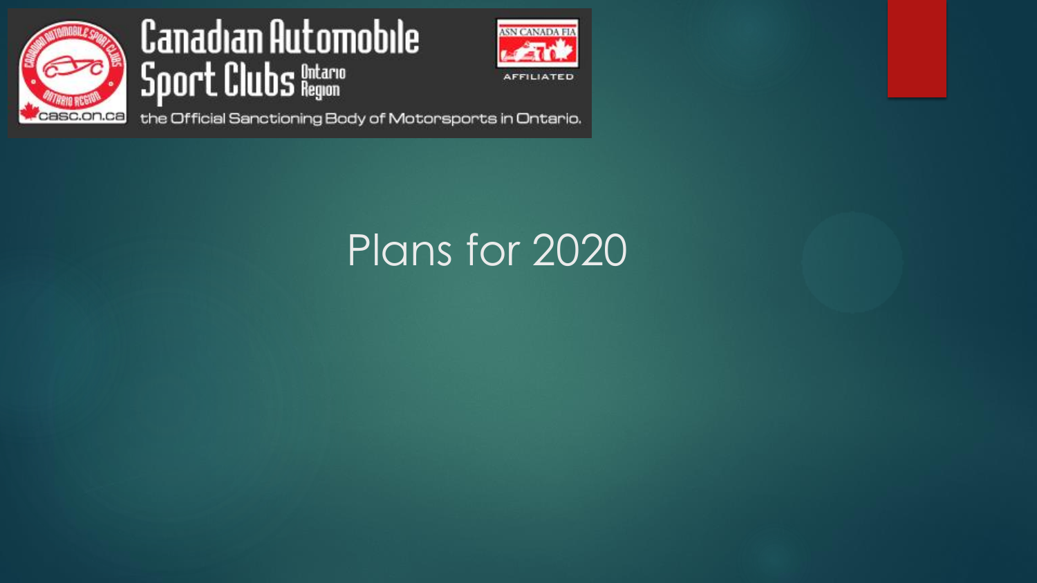Canadian Automobile Sport Clubs Ontario Region

the Official Sanctioning Body of Motorsports in Ontario.

# Plans for 2020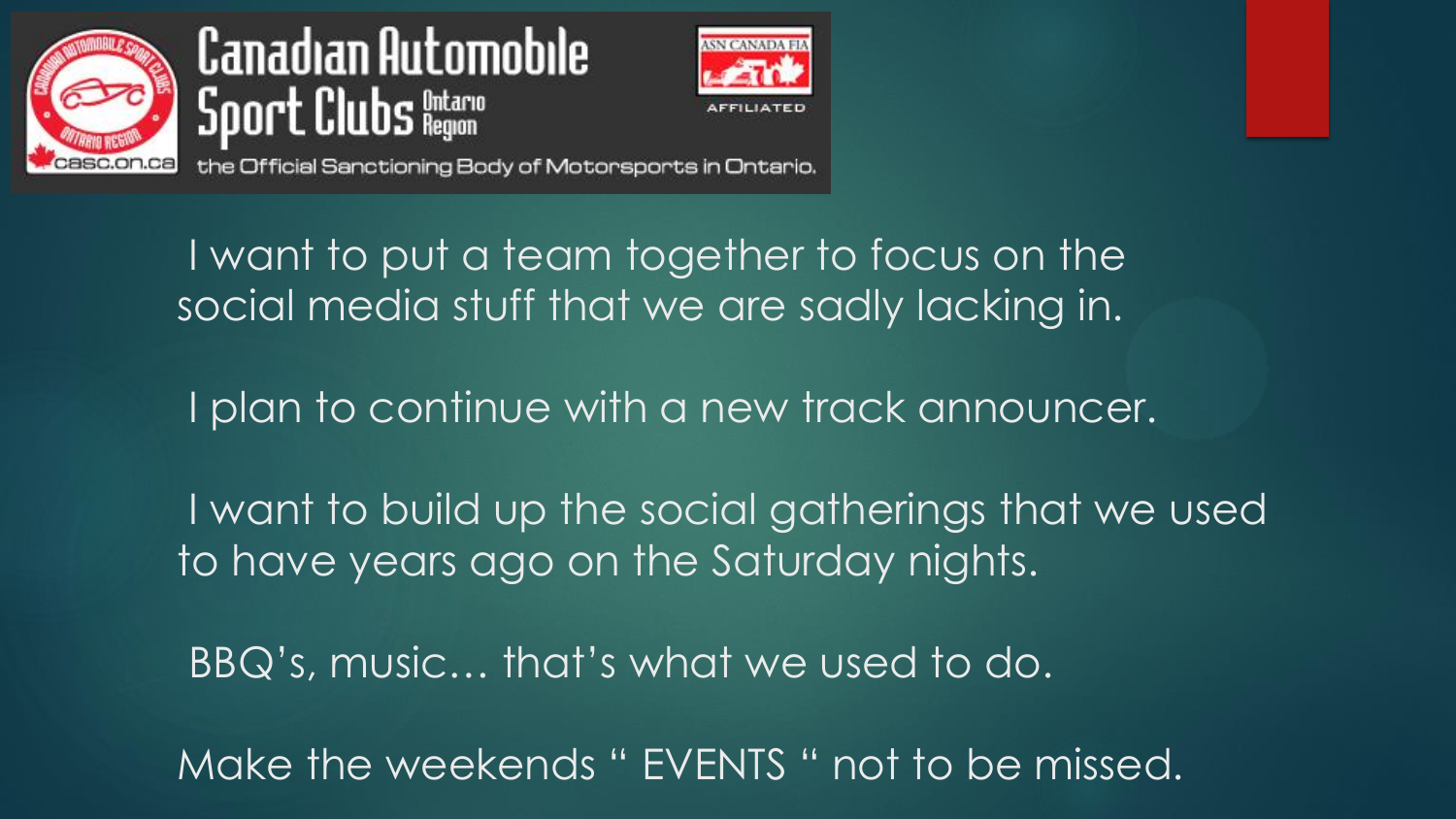Canadian Automobile Sport Clubs Ontario Region

the Official Sanctioning Body of Motorsports in Ontario.

I want to put a team together to focus on the social media stuff that we are sadly lacking in.

I plan to continue with a new track announcer.

I want to build up the social gatherings that we used to have years ago on the Saturday nights.

BBQ's, music… that's what we used to do.

Make the weekends " EVENTS " not to be missed.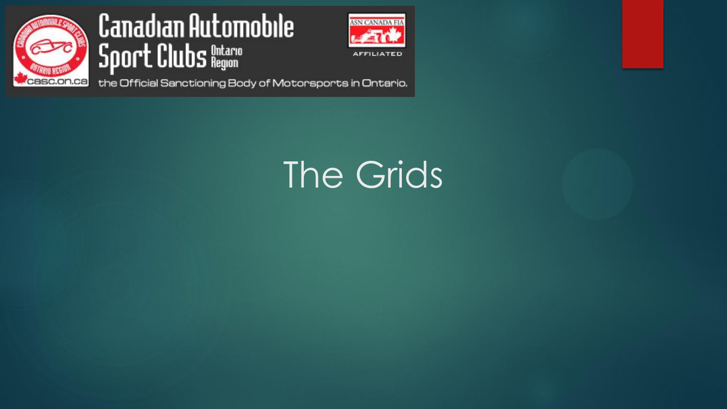# The Grids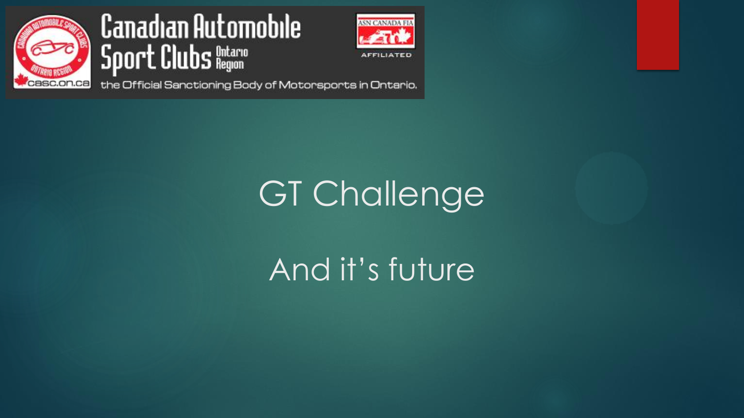Canadian Automobile Sport Clubs Ontario Region

the Official Sanctioning Body of Motorsports in Ontario.

# GT Challenge

## And it's future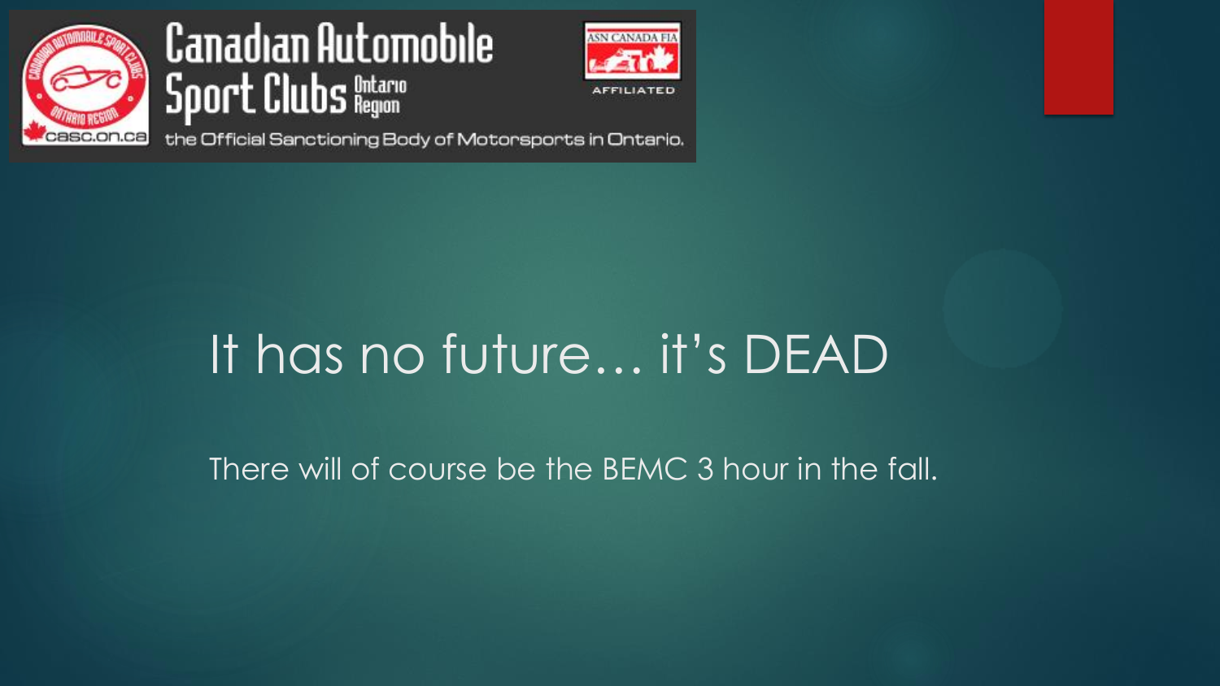# It has no future… it's DEAD

There will of course be the BEMC 3 hour in the fall.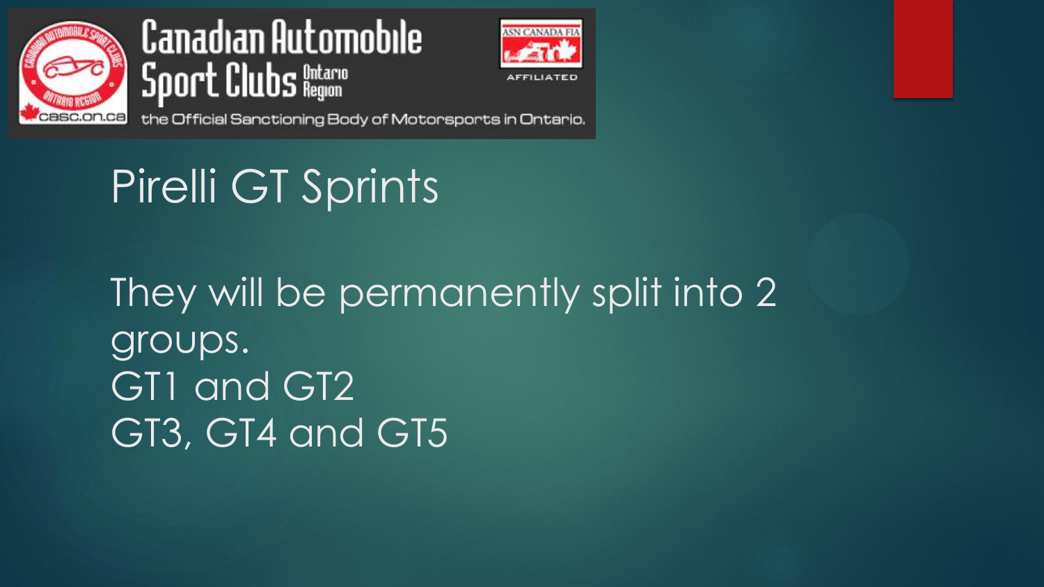# Pirelli GT Sprints

They will be permanently split into 2 groups.
GT1 and GT2
GT3, GT4 and GT5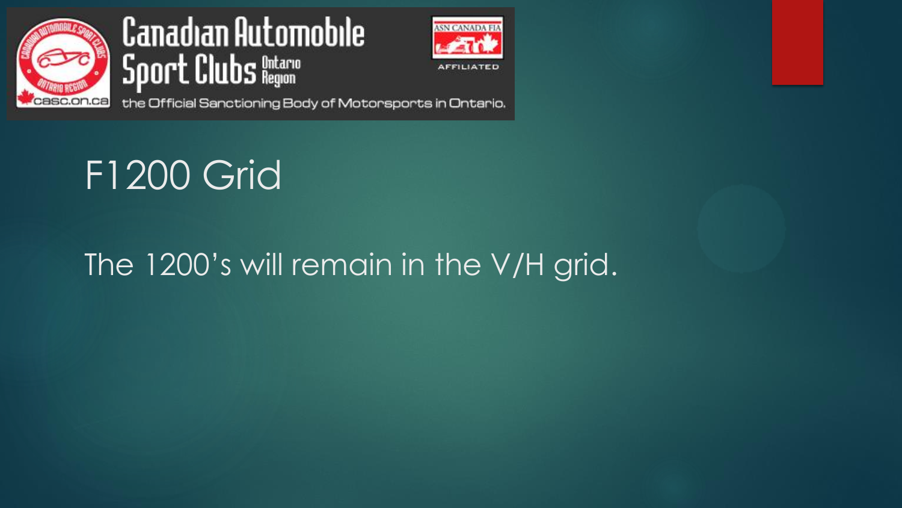# F1200 Grid

The 1200's will remain in the V/H grid.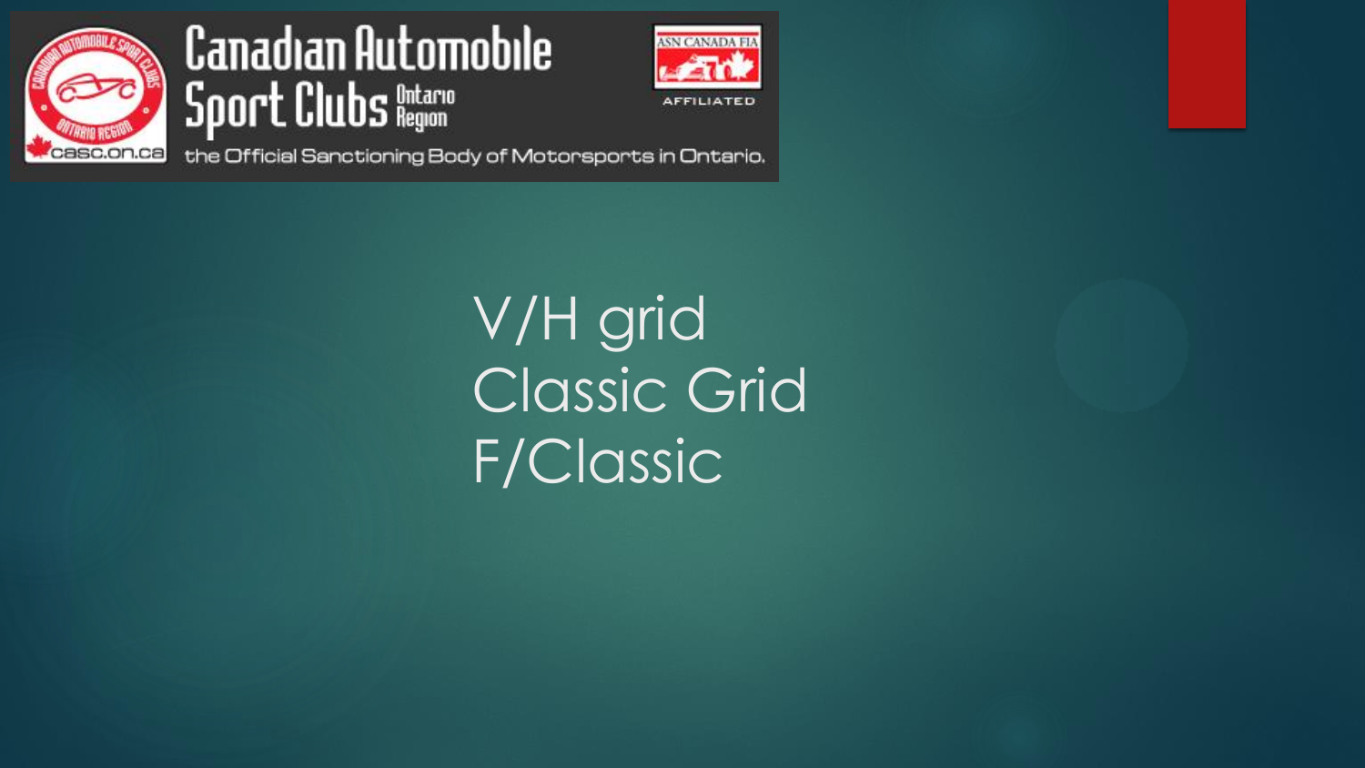V/H grid

Classic Grid

F/Classic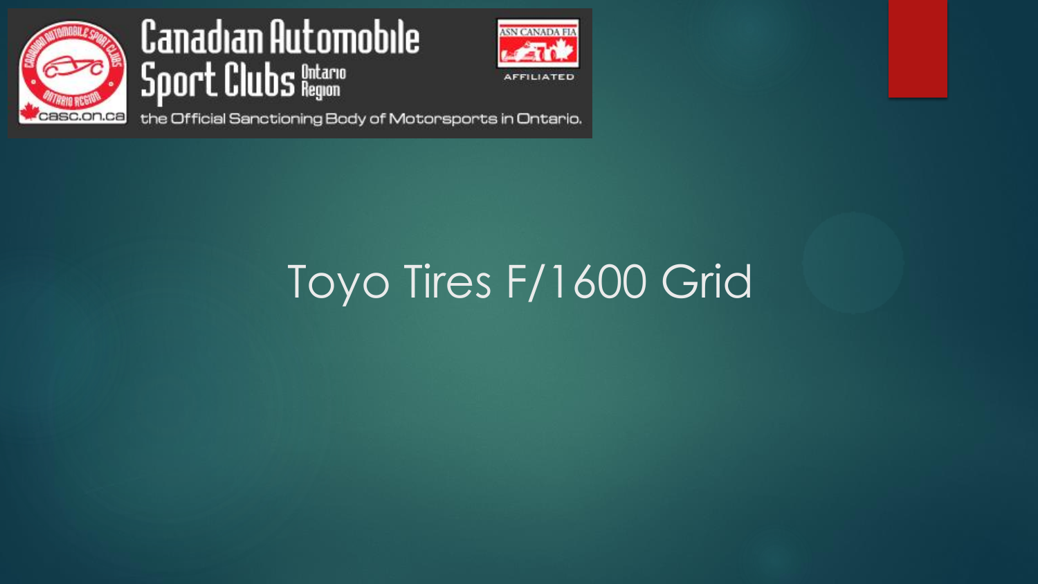Canadian Automobile Sport Clubs Ontario Region

the Official Sanctioning Body of Motorsports in Ontario.

# Toyo Tires F/1600 Grid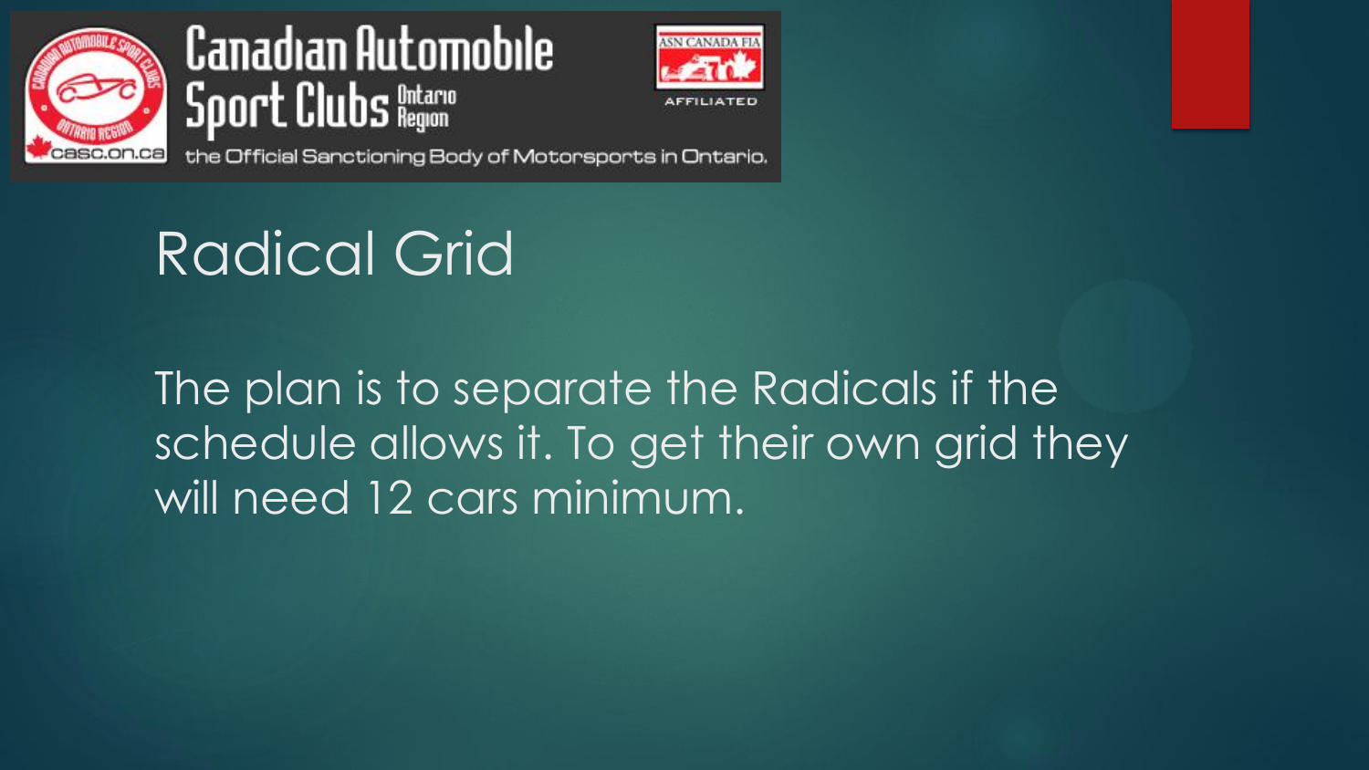# Radical Grid

The plan is to separate the Radicals if the schedule allows it. To get their own grid they will need 12 cars minimum.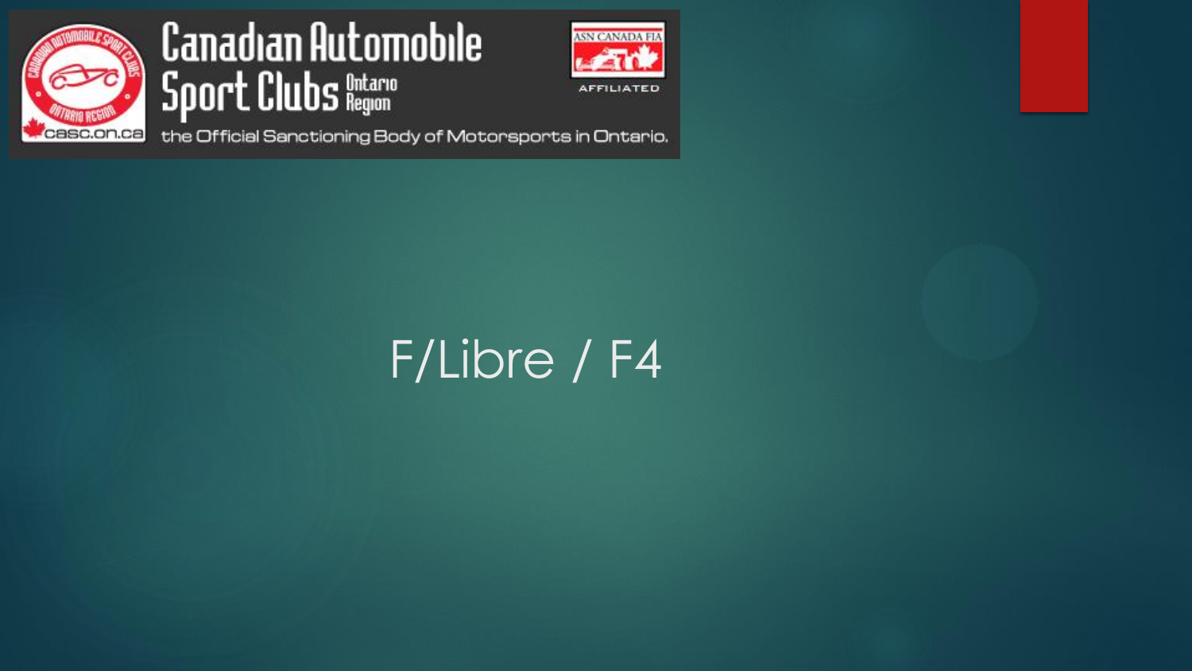# F/Libre / F4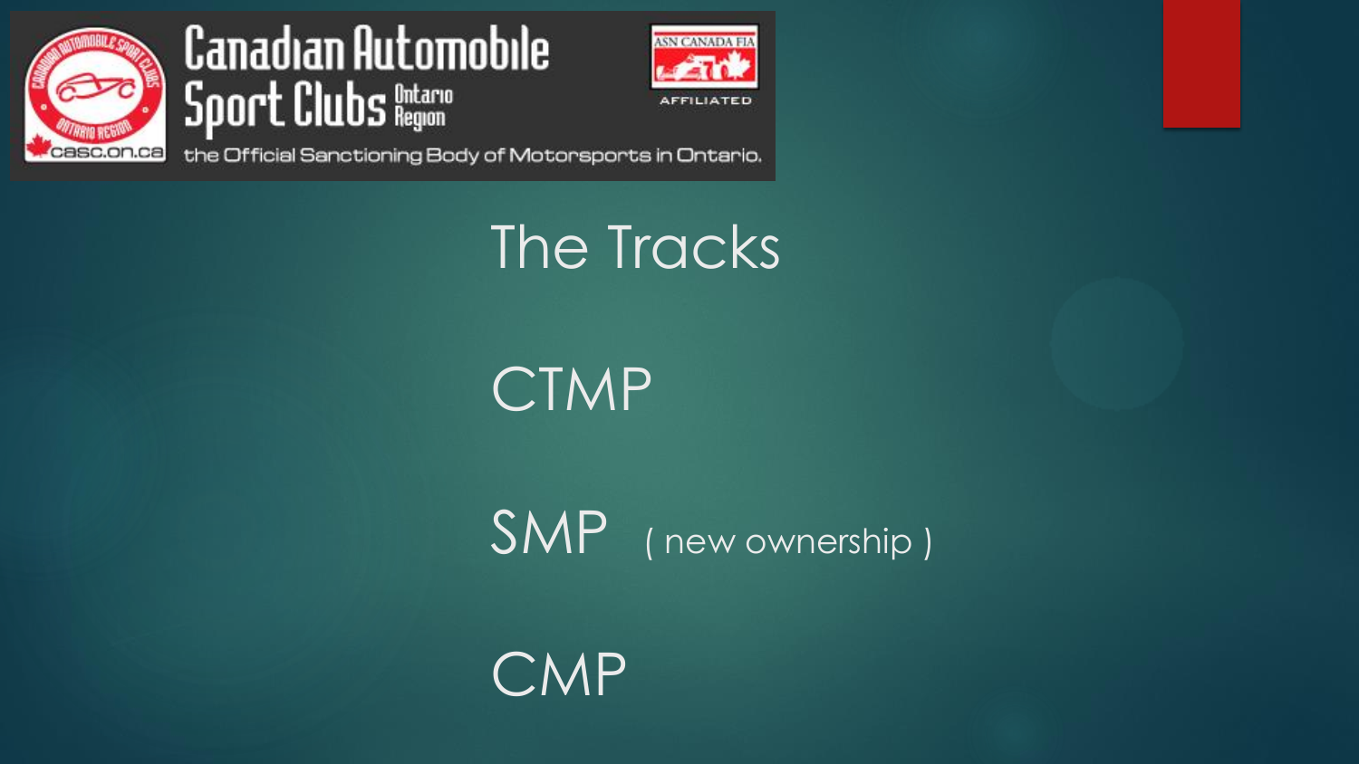# The Tracks

CTMP

SMP ( new ownership )

CMP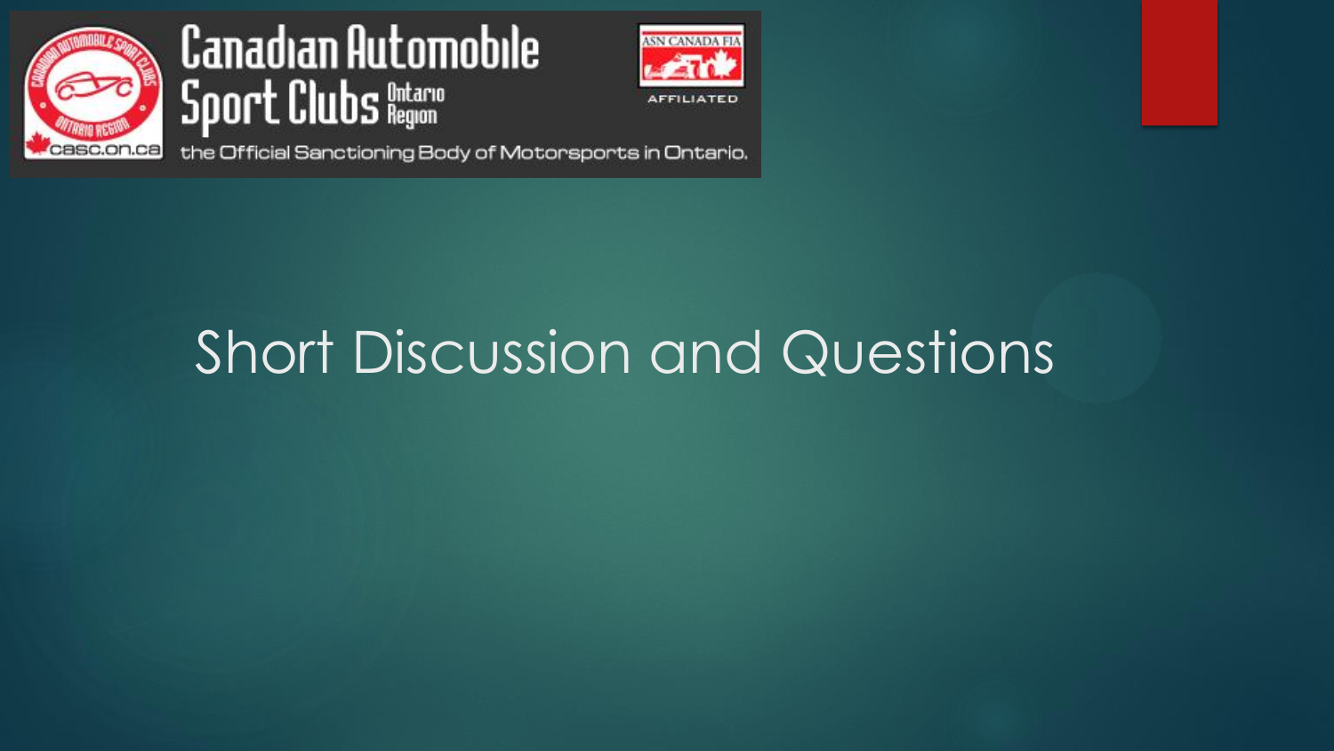# Short Discussion and Questions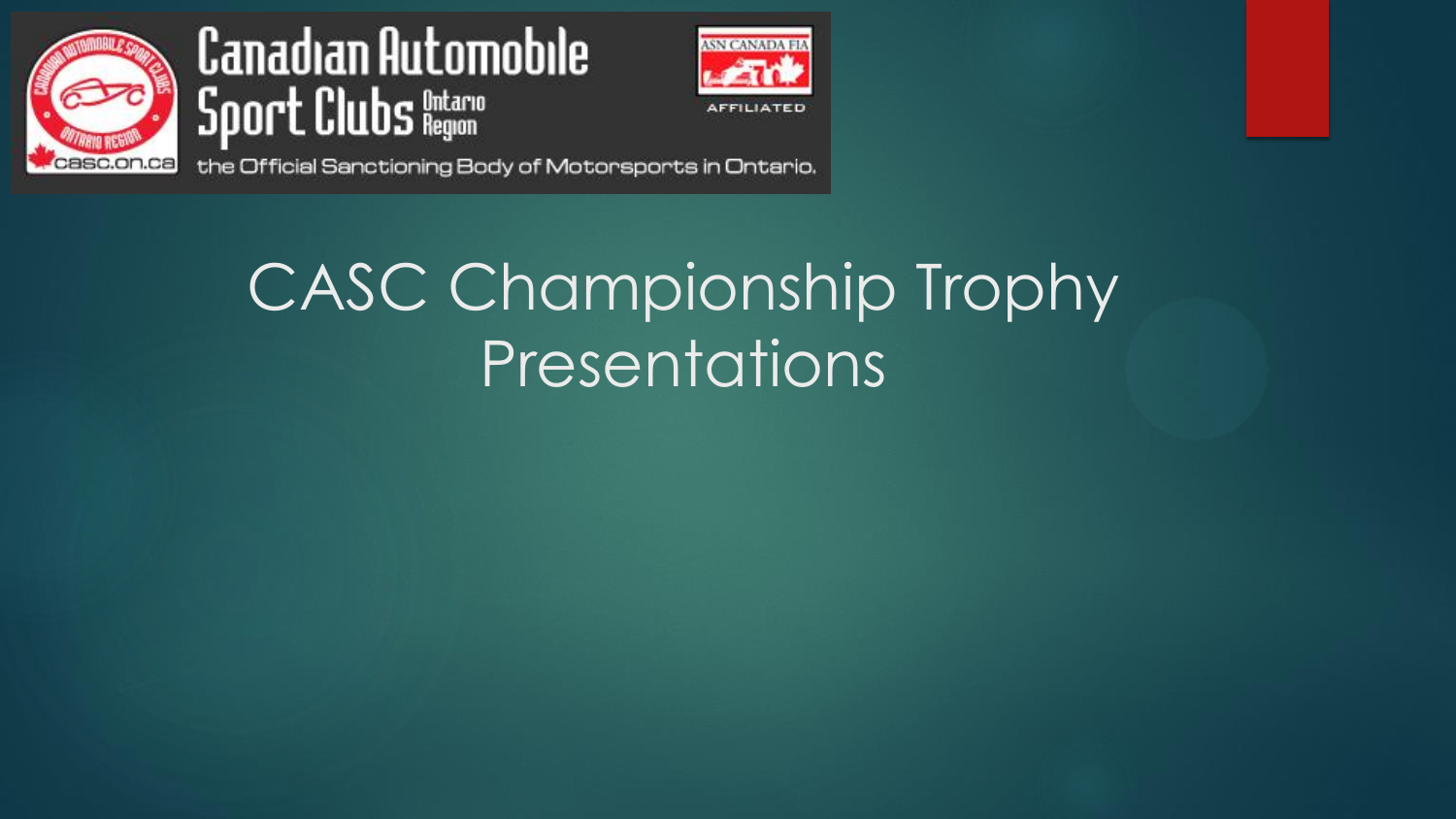Canadian Automobile Sport Clubs Ontario Region

the Official Sanctioning Body of Motorsports in Ontario.

# CASC Championship Trophy Presentations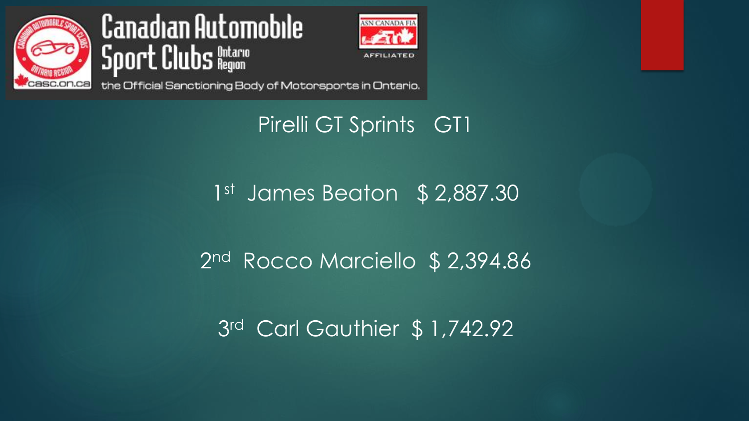Canadian Automobile Sport Clubs Ontario Region

the Official Sanctioning Body of Motorsports in Ontario.

## Pirelli GT Sprints GT1

1st James Beaton $ 2,887.30

2nd Rocco Marciello $ 2,394.86

3rd Carl Gauthier $ 1,742.92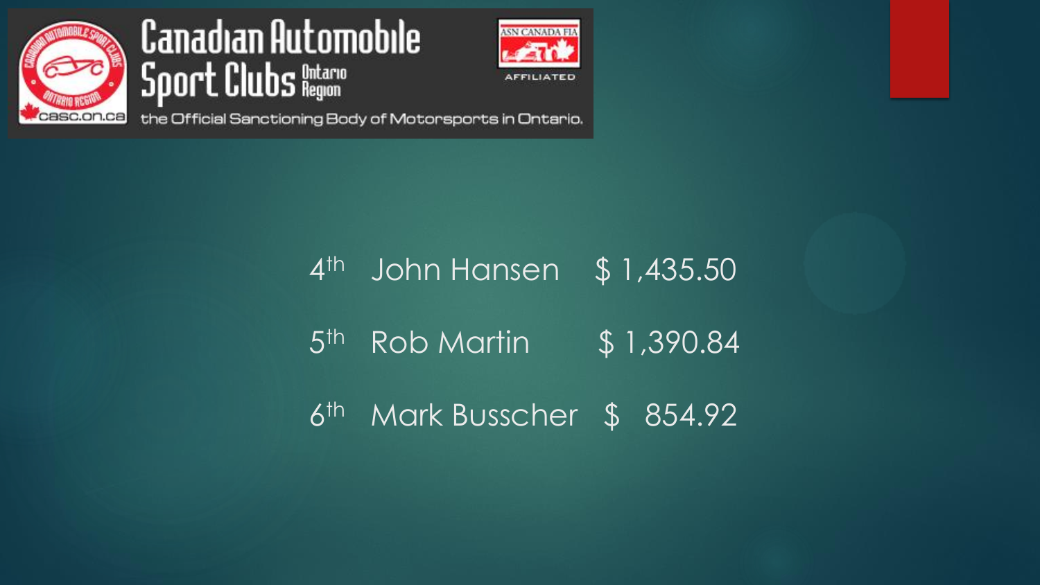Canadian Automobile Sport Clubs Ontario Region

the Official Sanctioning Body of Motorsports in Ontario.

| | | |
|---|---|---|
| 4th | John Hansen | $ 1,435.50 |
| 5th | Rob Martin | $ 1,390.84 |
| 6th | Mark Busscher | $ 854.92 |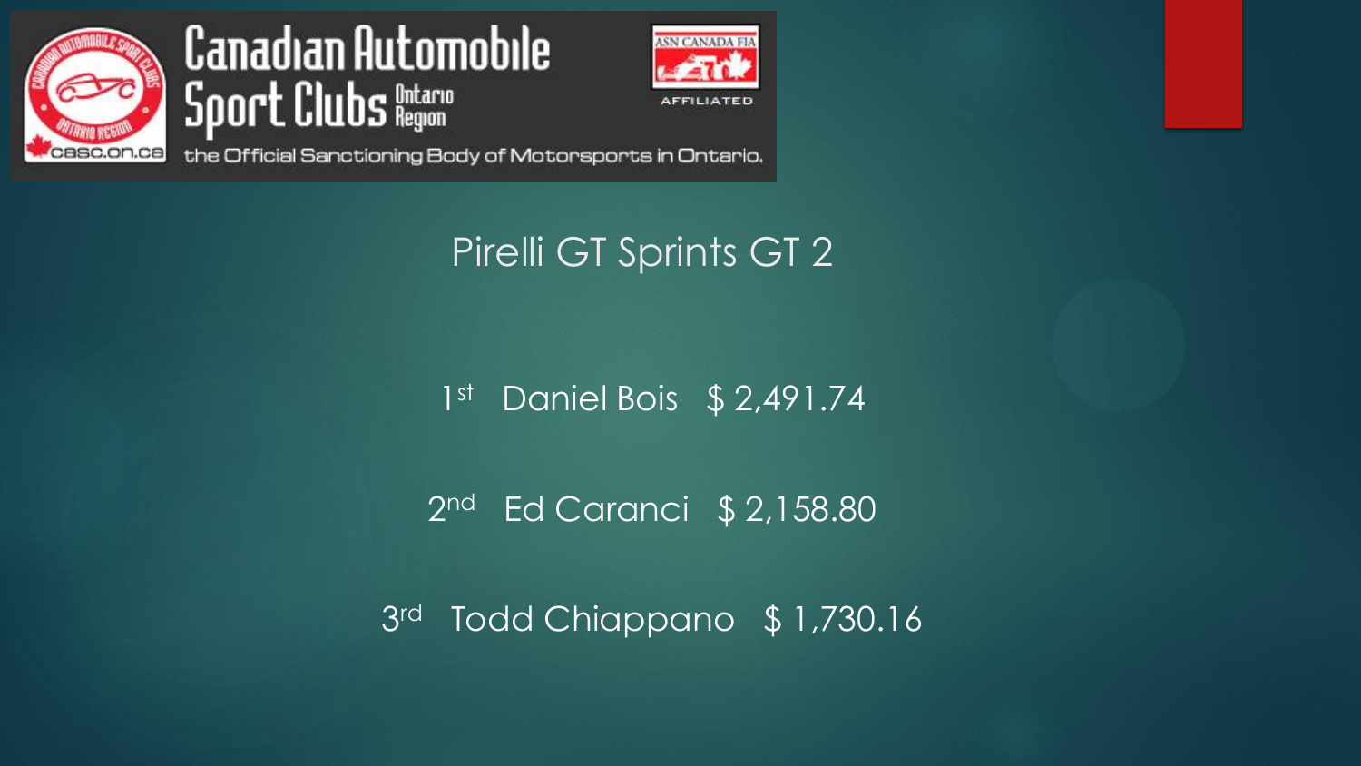Canadian Automobile Sport Clubs Ontario Region

the Official Sanctioning Body of Motorsports in Ontario.

## Pirelli GT Sprints GT 2

1st Daniel Bois $ 2,491.74

2nd Ed Caranci $ 2,158.80

3rd Todd Chiappano $ 1,730.16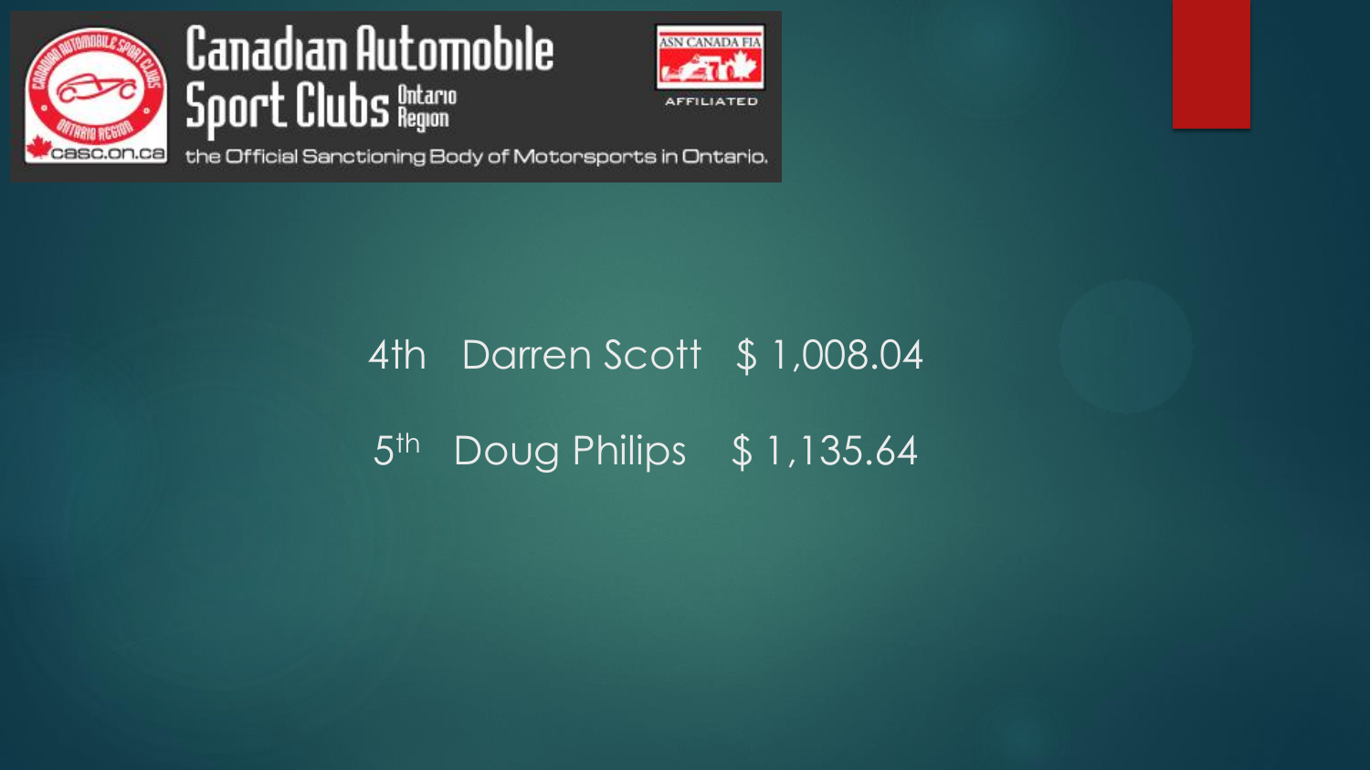Canadian Automobile Sport Clubs Ontario Region

the Official Sanctioning Body of Motorsports in Ontario.

4th Darren Scott $ 1,008.04

5th Doug Philips $ 1,135.64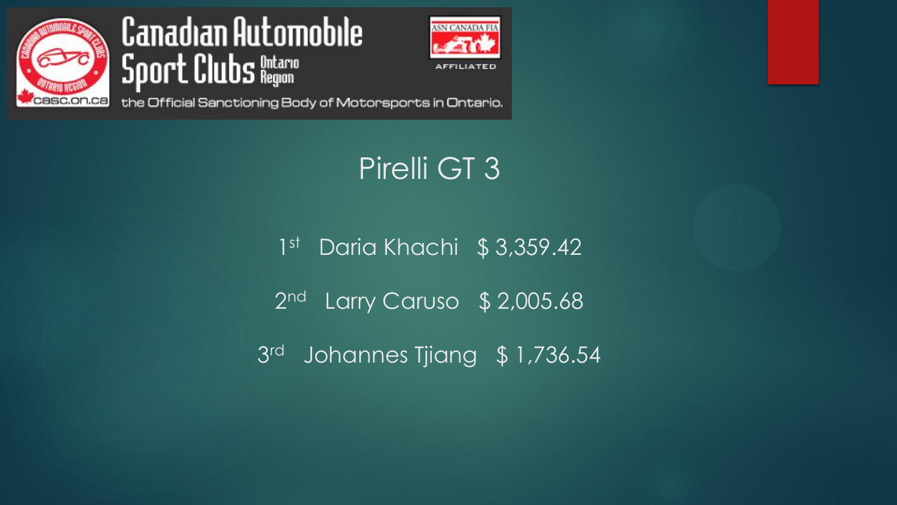Canadian Automobile Sport Clubs Ontario Region

casc.on.ca

the Official Sanctioning Body of Motorsports in Ontario.

ASN CANADA FIA AFFILIATED

# Pirelli GT 3

1st Daria Khachi $ 3,359.42

2nd Larry Caruso $ 2,005.68

3rd Johannes Tjiang $ 1,736.54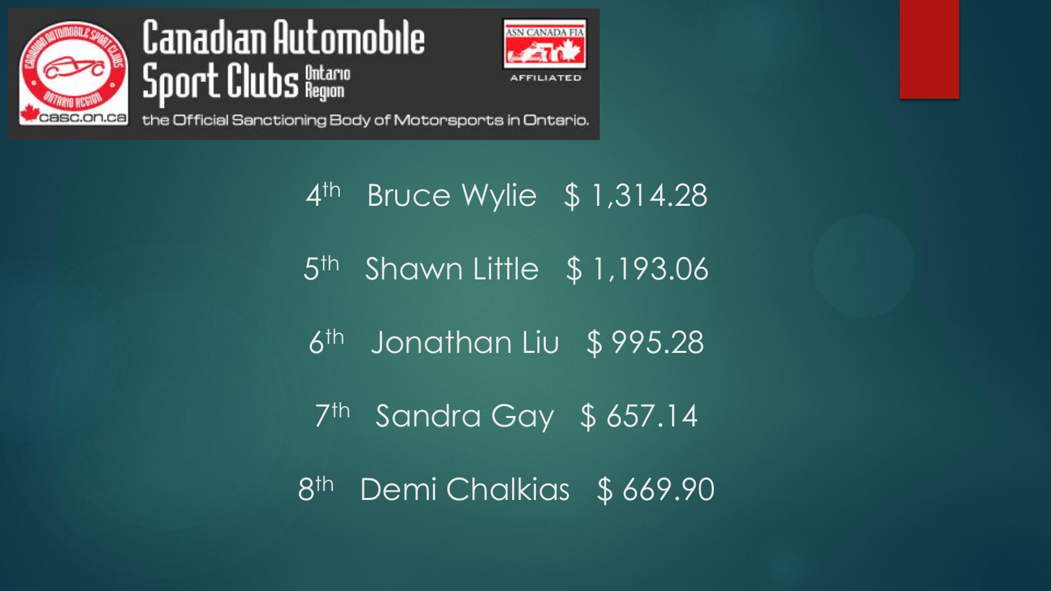Canadian Automobile Sport Clubs Ontario Region

the Official Sanctioning Body of Motorsports in Ontario.

4th Bruce Wylie $ 1,314.28

5th Shawn Little $ 1,193.06

6th Jonathan Liu $ 995.28

7th Sandra Gay $ 657.14

8th Demi Chalkias $ 669.90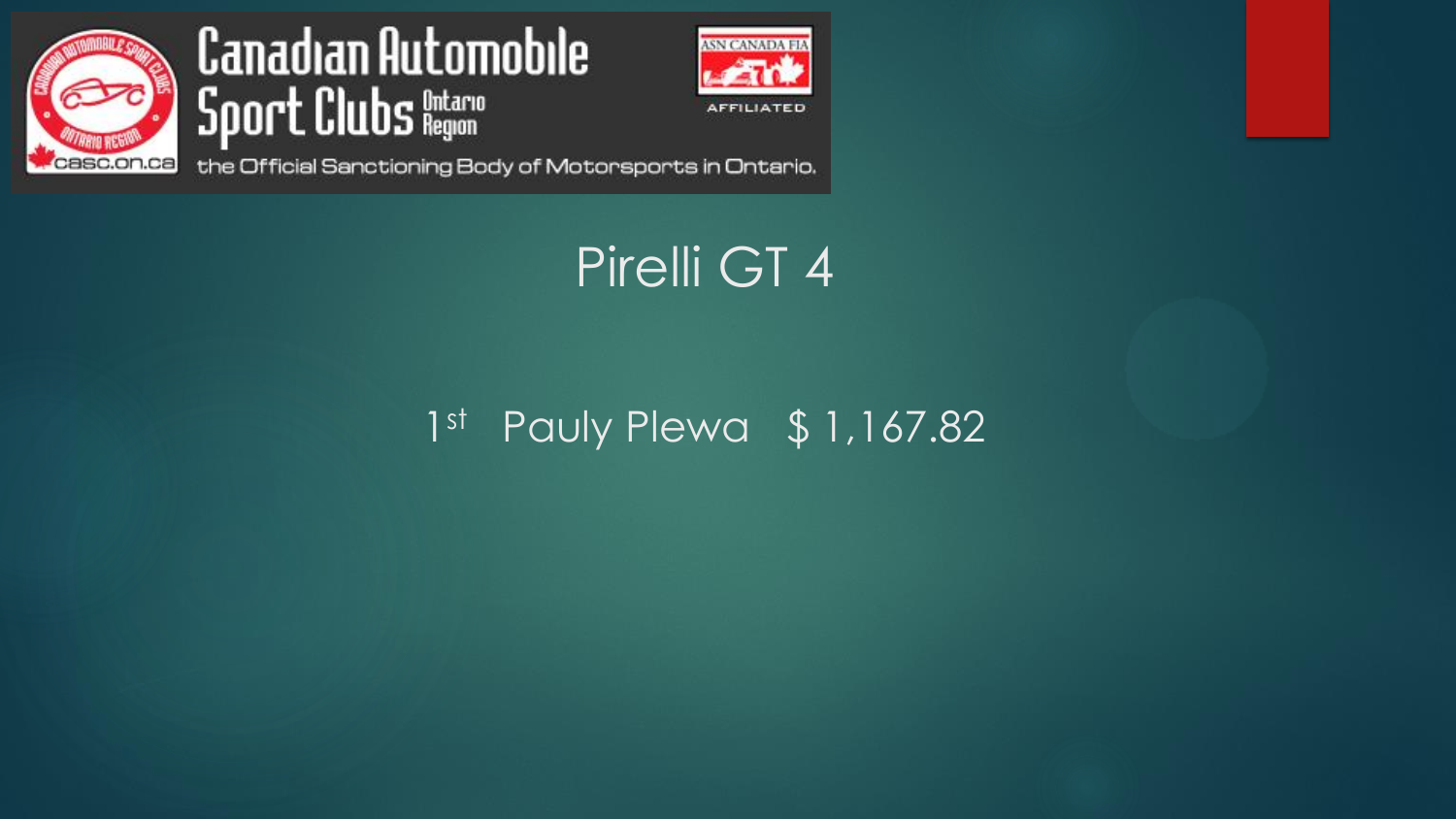Canadian Automobile Sport Clubs Ontario Region

the Official Sanctioning Body of Motorsports in Ontario.

# Pirelli GT 4

1st Pauly Plewa $ 1,167.82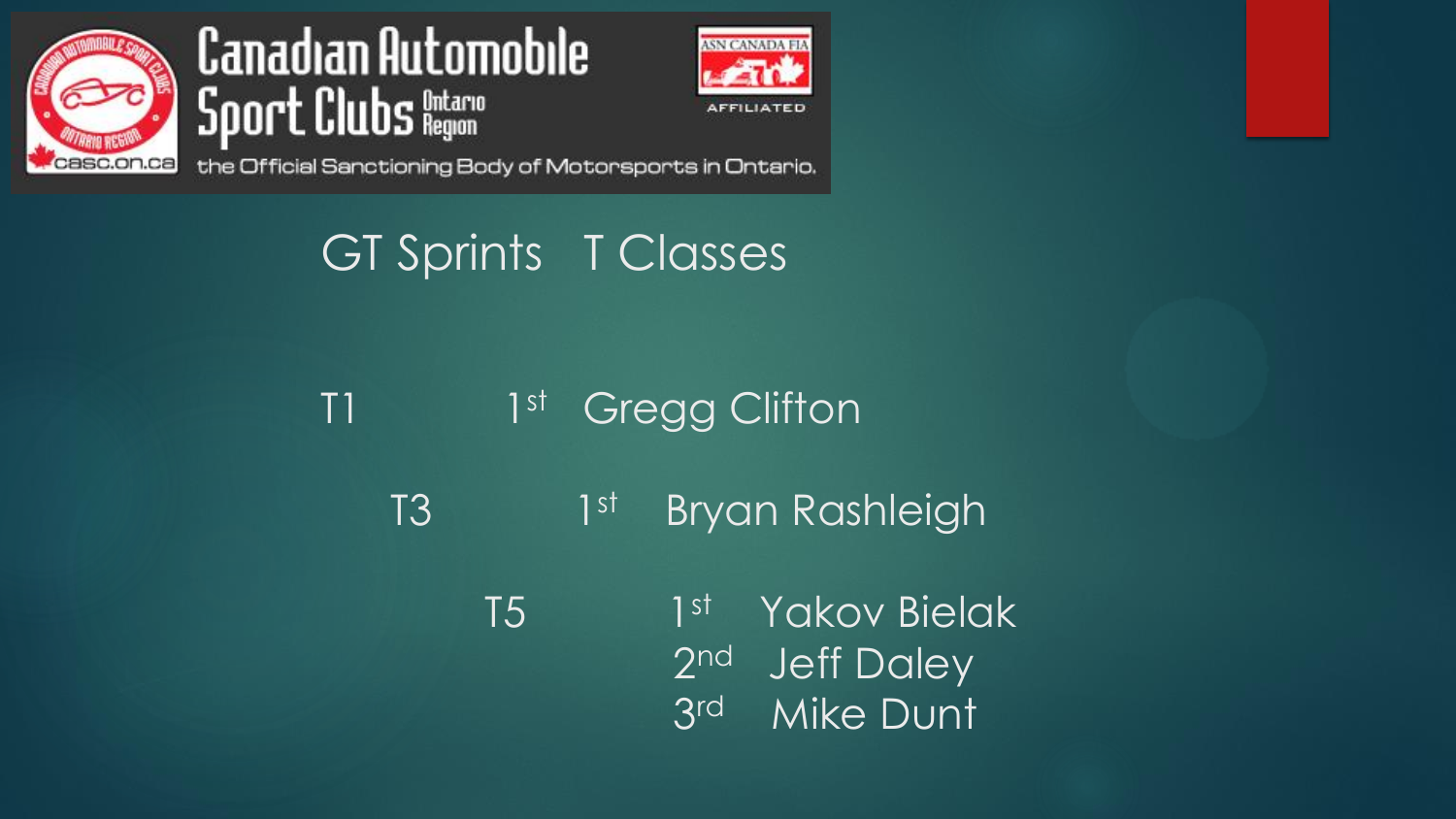Canadian Automobile Sport Clubs Ontario Region

casc.on.ca

the Official Sanctioning Body of Motorsports in Ontario.

ASN CANADA FIA AFFILIATED

## GT Sprints T Classes

| Class | Place | Name |
|---|---|---|
| T1 | 1st | Gregg Clifton |
| T3 | 1st | Bryan Rashleigh |
| T5 | 1st | Yakov Bielak |
| | 2nd | Jeff Daley |
| | 3rd | Mike Dunt |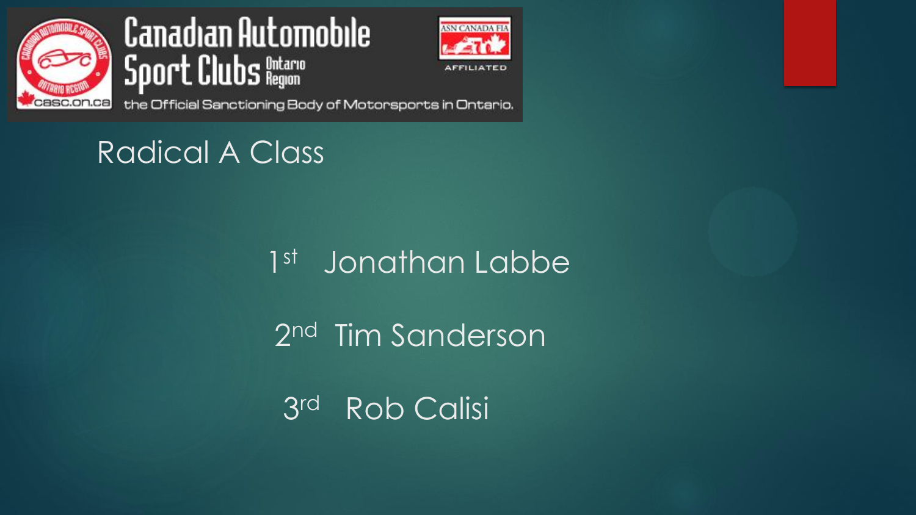Canadian Automobile Sport Clubs Ontario Region

the Official Sanctioning Body of Motorsports in Ontario.

## Radical A Class

1st Jonathan Labbe

2nd Tim Sanderson

3rd Rob Calisi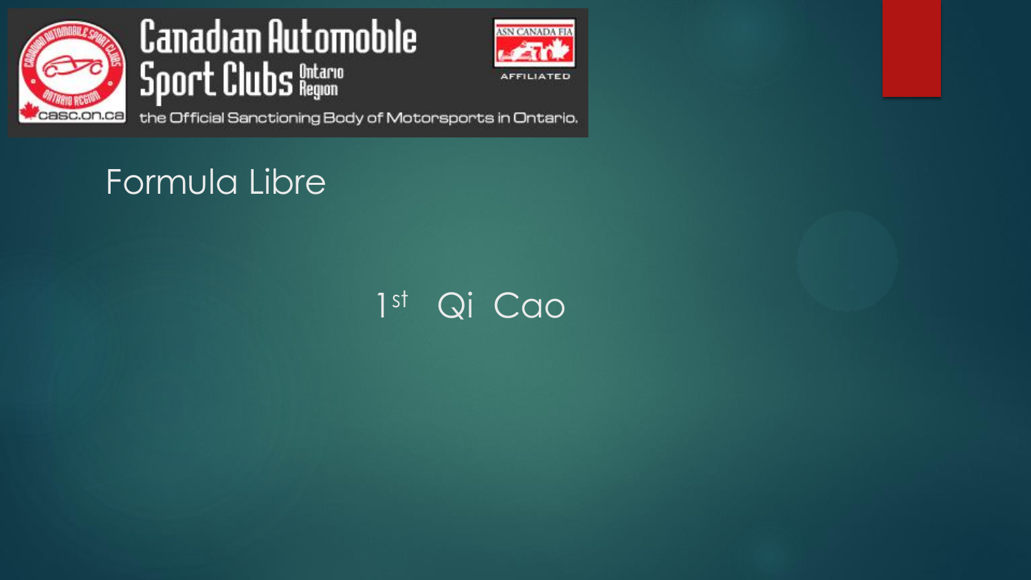## Formula Libre

1st Qi Cao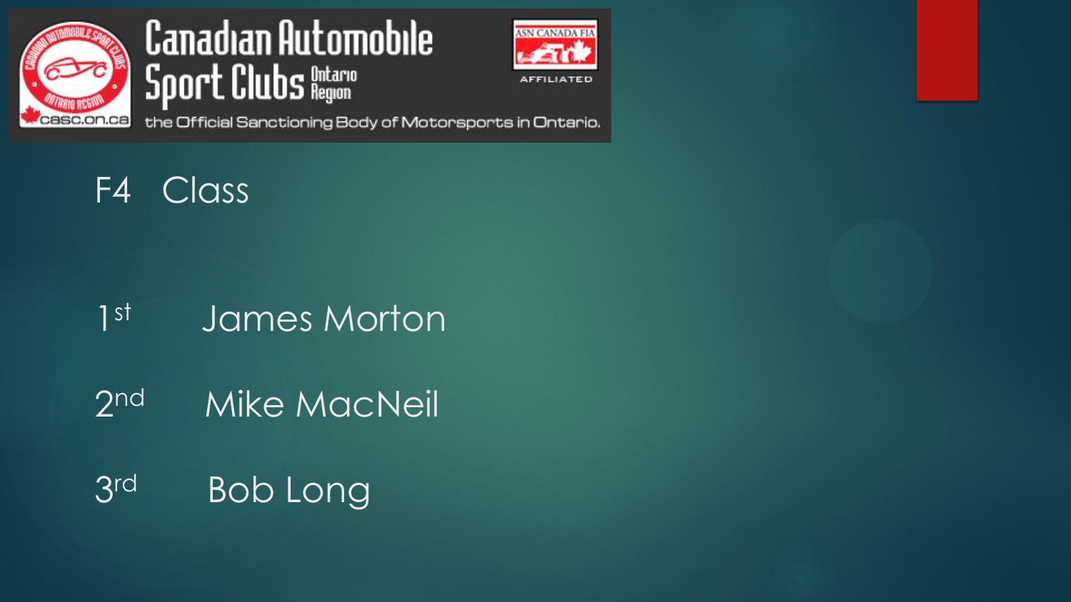Canadian Automobile Sport Clubs Ontario Region

the Official Sanctioning Body of Motorsports in Ontario.

## F4 Class

1st James Morton

2nd Mike MacNeil

3rd Bob Long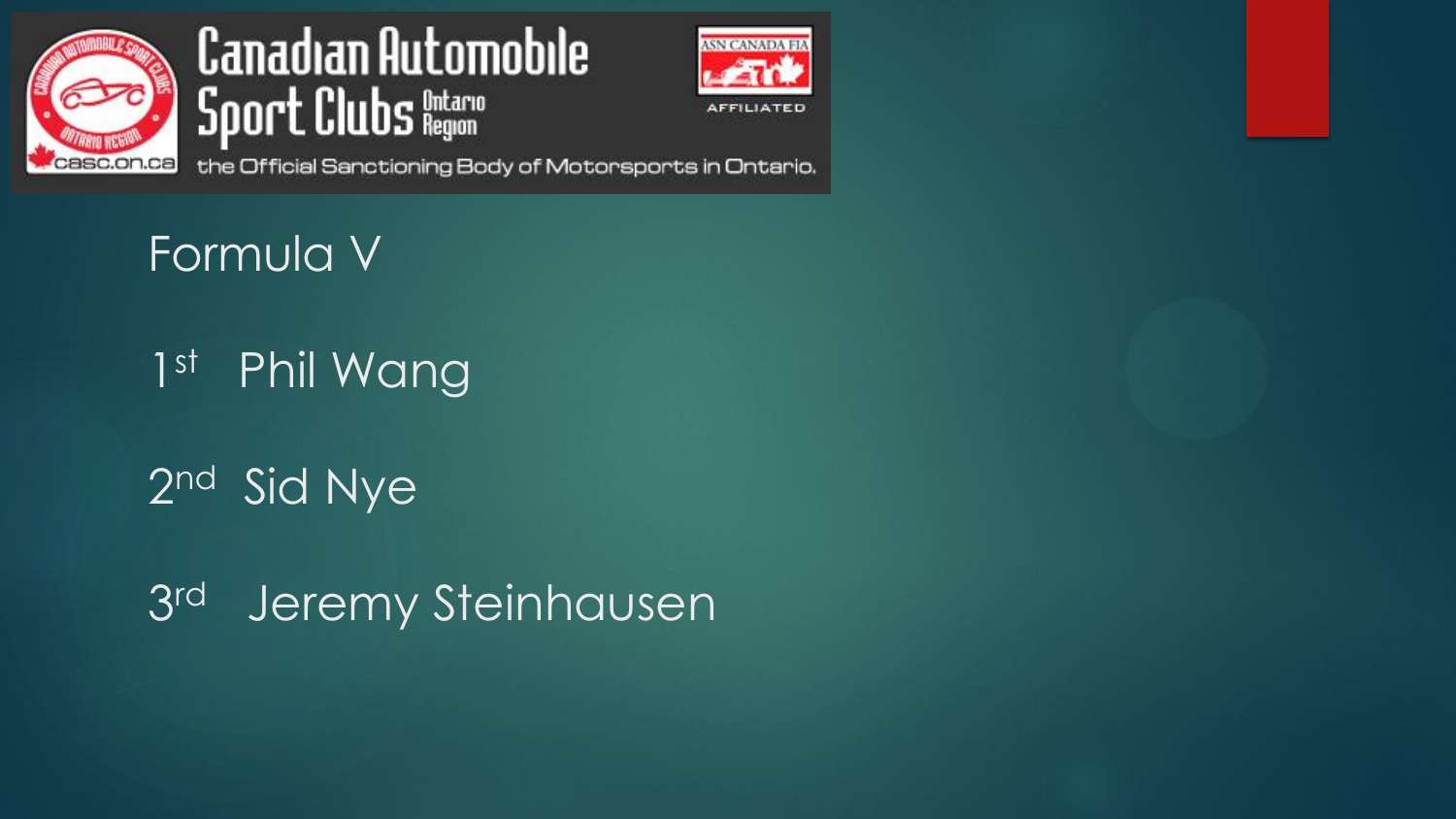Canadian Automobile Sport Clubs Ontario Region

the Official Sanctioning Body of Motorsports in Ontario.

# Formula V

1st Phil Wang

2nd Sid Nye

3rd Jeremy Steinhausen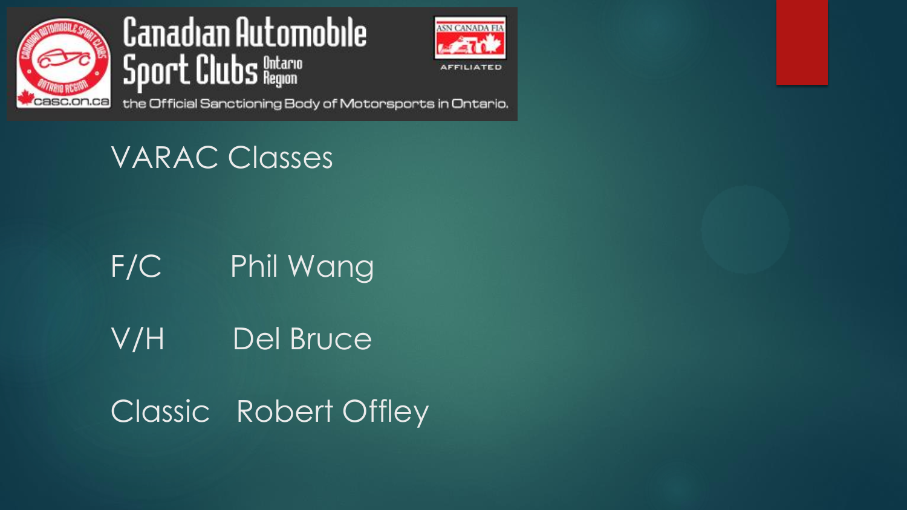Canadian Automobile Sport Clubs Ontario Region

ASN CANADA FIA AFFILIATED

the Official Sanctioning Body of Motorsports in Ontario.

## VARAC Classes

| | |
|---|---|
| F/C | Phil Wang |
| V/H | Del Bruce |
| Classic | Robert Offley |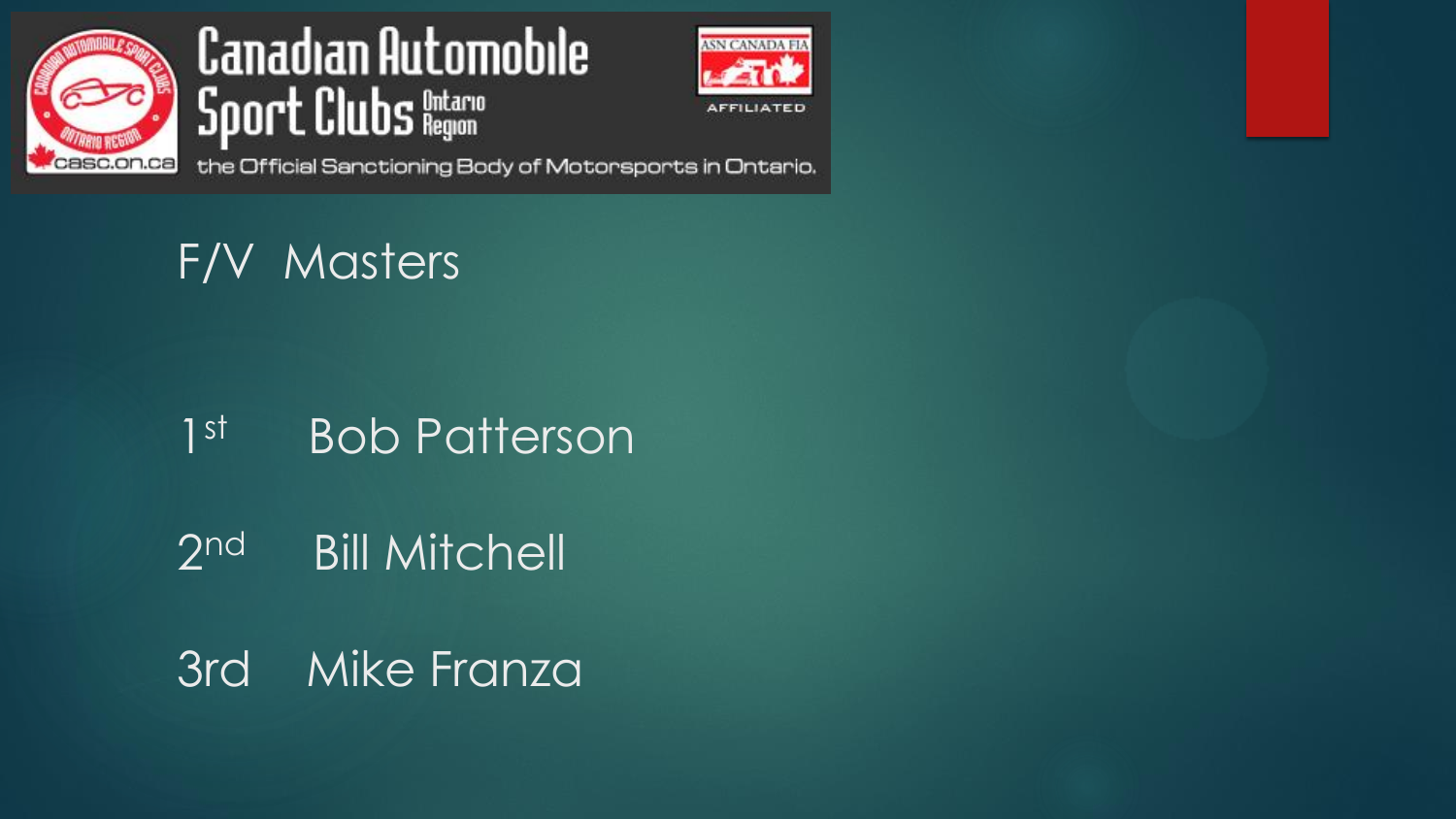Canadian Automobile Sport Clubs Ontario Region

the Official Sanctioning Body of Motorsports in Ontario.

ASN CANADA FIA AFFILIATED

## F/V Masters

1st Bob Patterson

2nd Bill Mitchell

3rd Mike Franza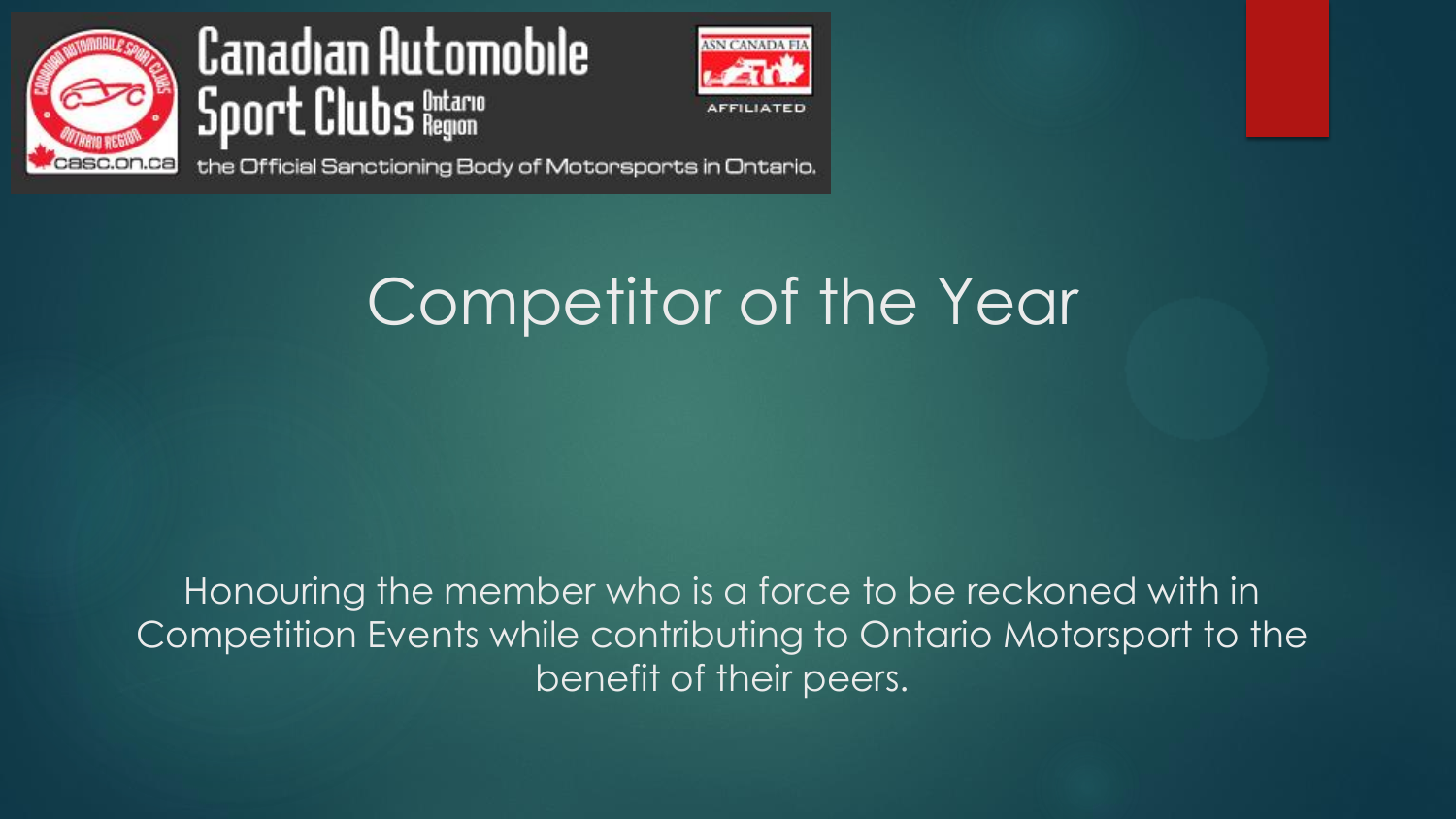Canadian Automobile Sport Clubs Ontario Region

casc.on.ca

the Official Sanctioning Body of Motorsports in Ontario.

ASN CANADA FIA AFFILIATED

# Competitor of the Year

Honouring the member who is a force to be reckoned with in Competition Events while contributing to Ontario Motorsport to the benefit of their peers.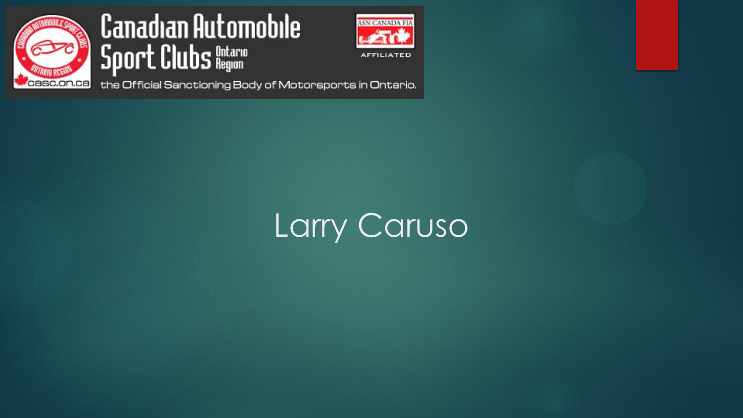# Larry Caruso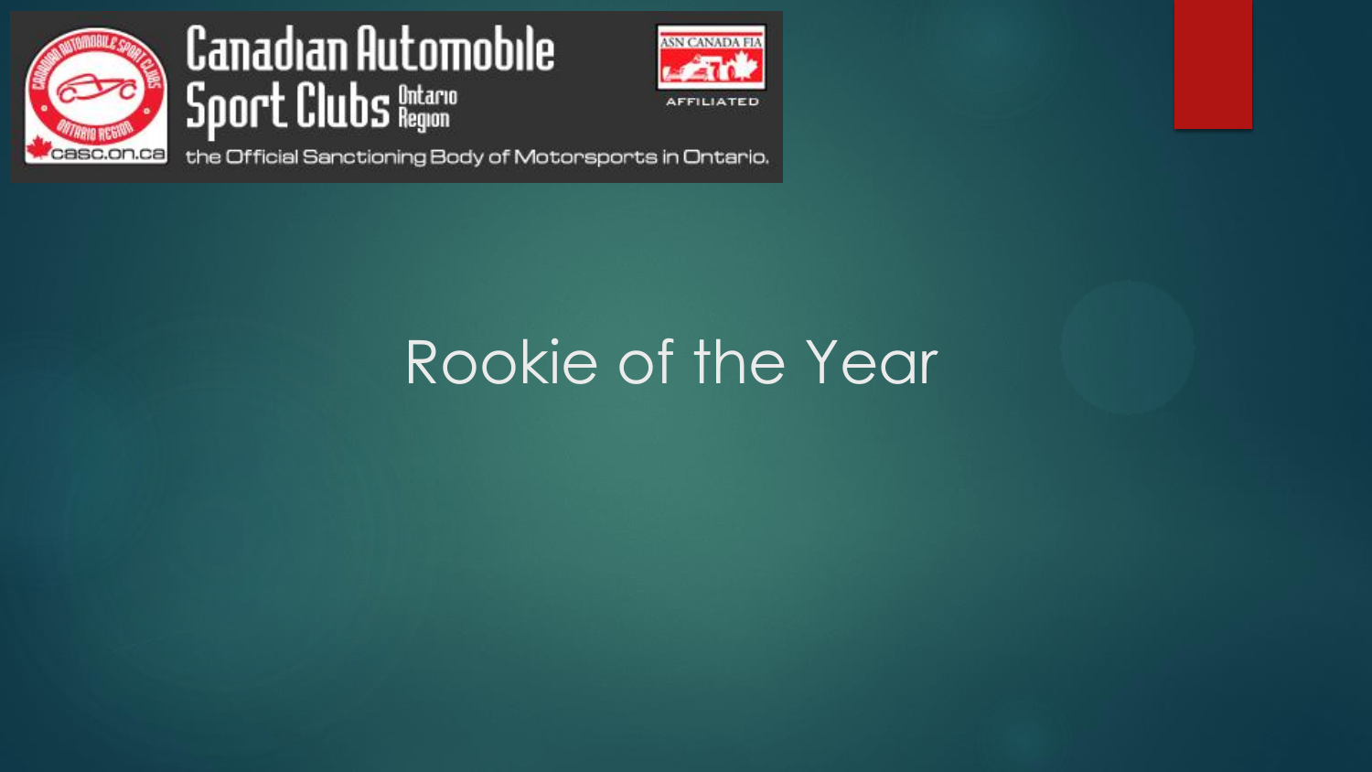Canadian Automobile Sport Clubs Ontario Region

the Official Sanctioning Body of Motorsports in Ontario.

# Rookie of the Year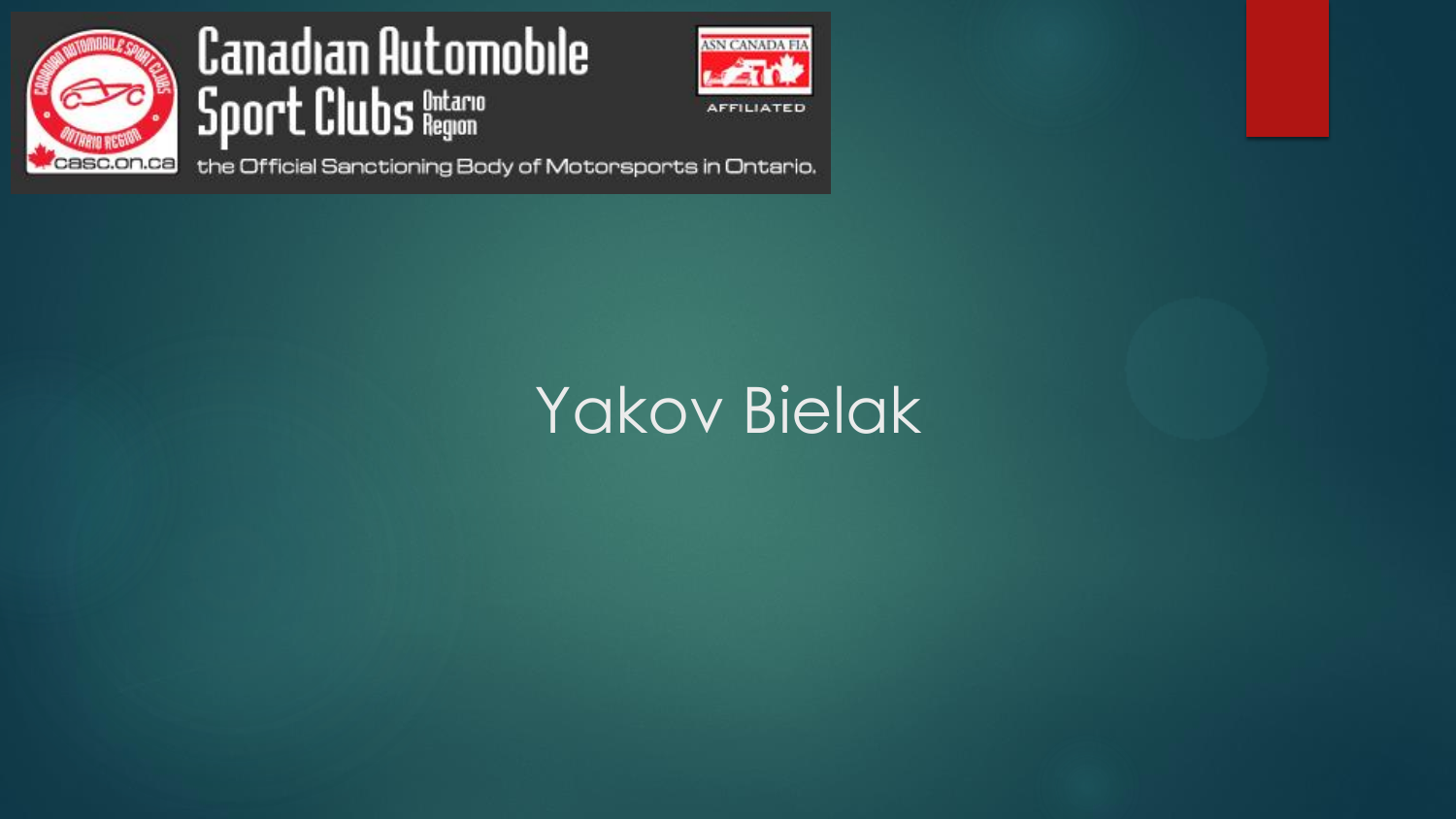# Yakov Bielak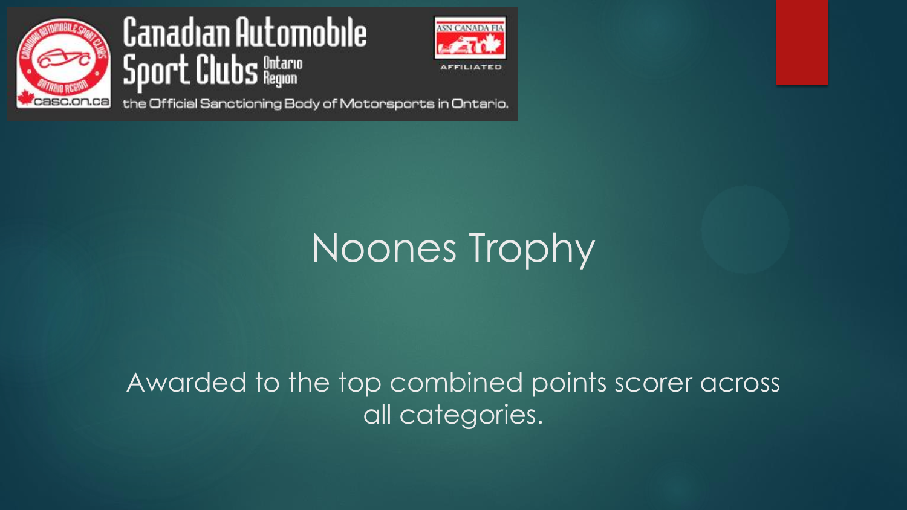Canadian Automobile Sport Clubs Ontario Region

the Official Sanctioning Body of Motorsports in Ontario.

# Noones Trophy

Awarded to the top combined points scorer across all categories.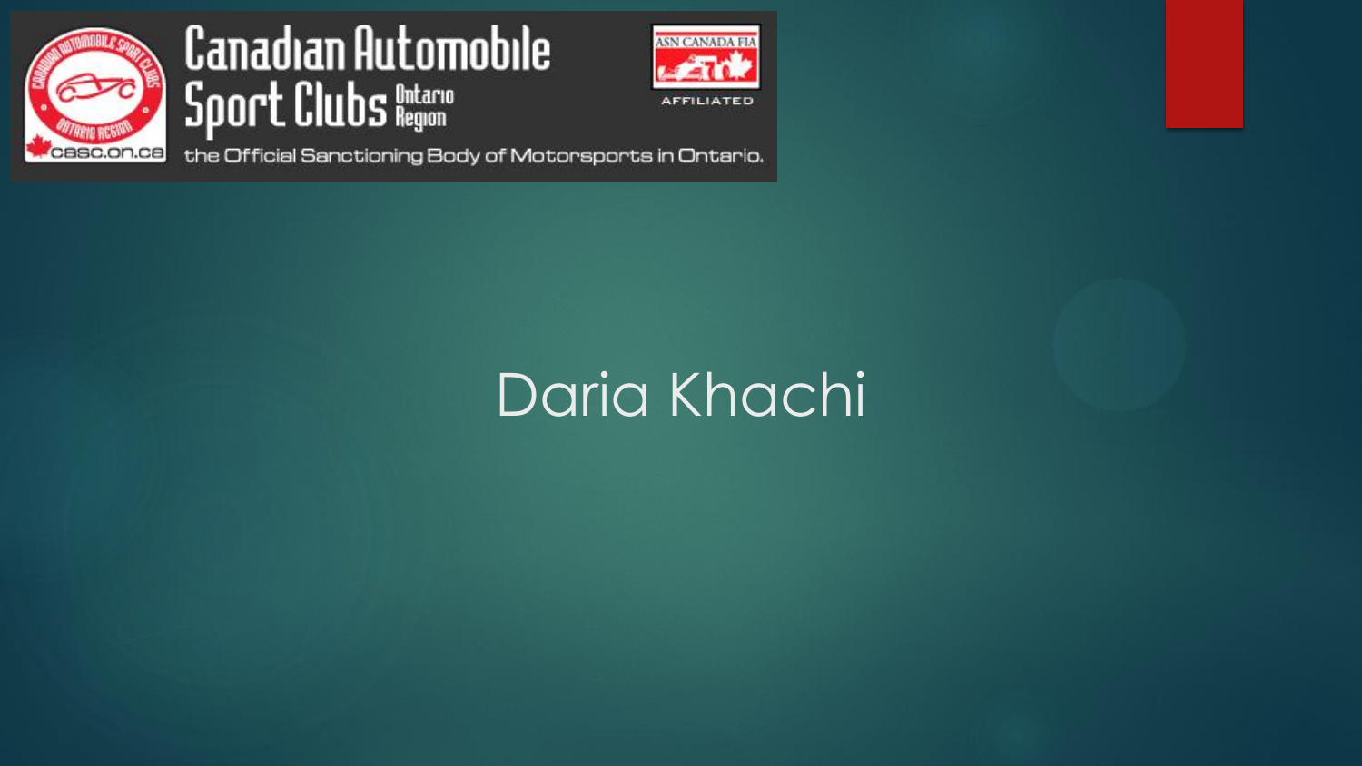Canadian Automobile Sport Clubs Ontario Region

the Official Sanctioning Body of Motorsports in Ontario.

# Daria Khachi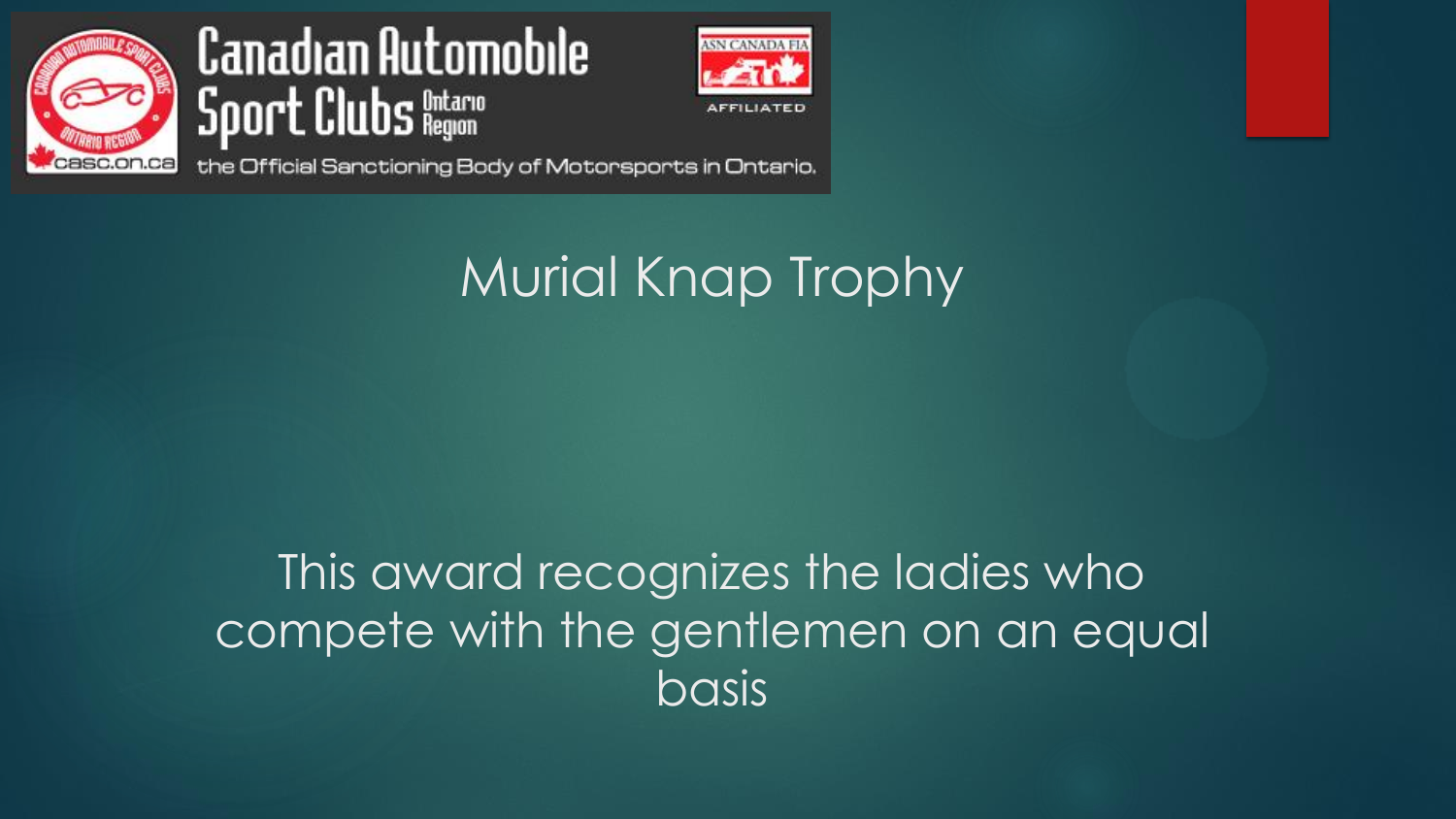Canadian Automobile Sport Clubs Ontario Region

the Official Sanctioning Body of Motorsports in Ontario.

# Murial Knap Trophy

This award recognizes the ladies who compete with the gentlemen on an equal basis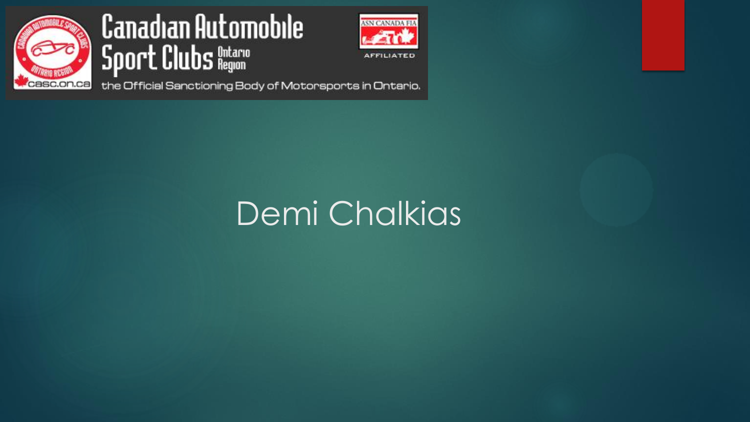Canadian Automobile Sport Clubs Ontario Region

the Official Sanctioning Body of Motorsports in Ontario.

# Demi Chalkias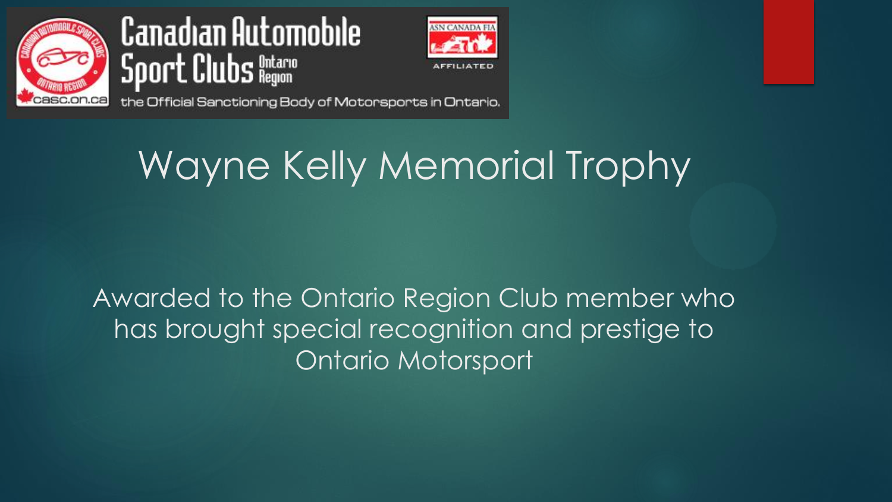# Wayne Kelly Memorial Trophy

Awarded to the Ontario Region Club member who has brought special recognition and prestige to Ontario Motorsport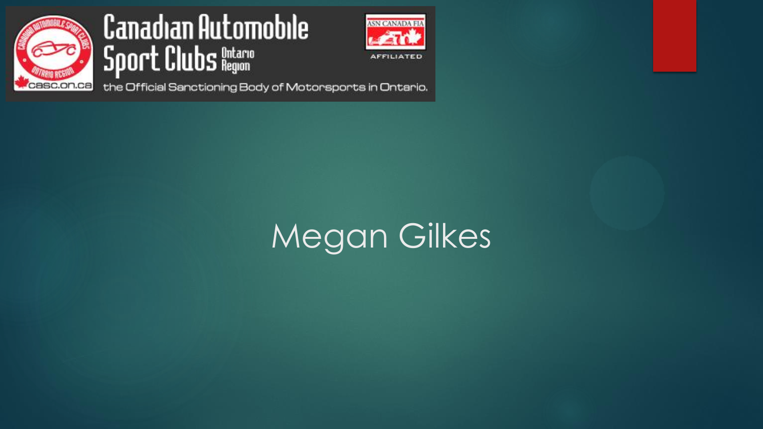Canadian Automobile Sport Clubs Ontario Region

the Official Sanctioning Body of Motorsports in Ontario.

# Megan Gilkes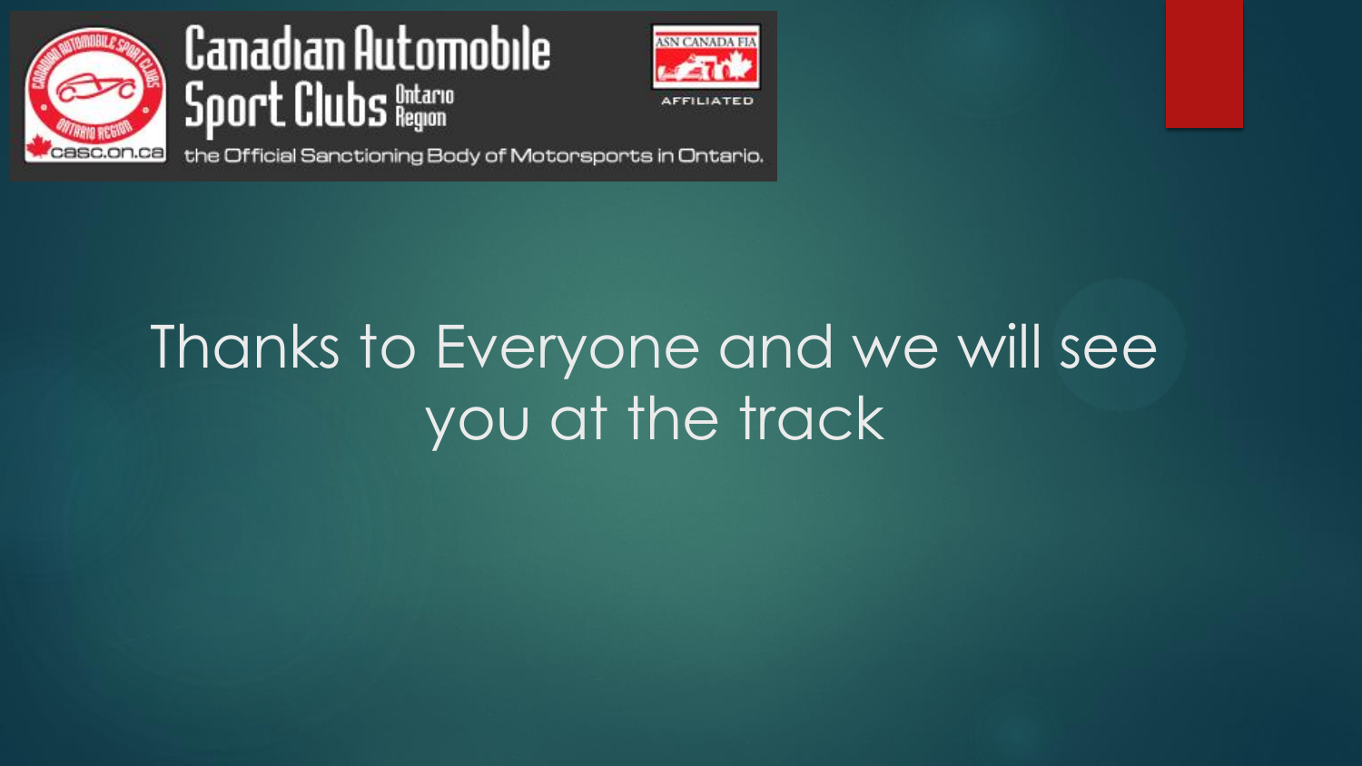Canadian Automobile Sport Clubs Ontario Region

the Official Sanctioning Body of Motorsports in Ontario.

# Thanks to Everyone and we will see you at the track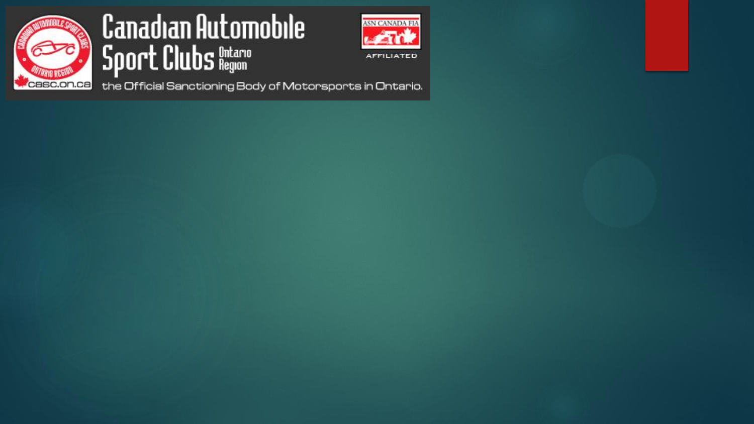Canadian Automobile Sport Clubs Ontario Region

the Official Sanctioning Body of Motorsports in Ontario.

casc.on.ca

ASN CANADA FIA

AFFILIATED